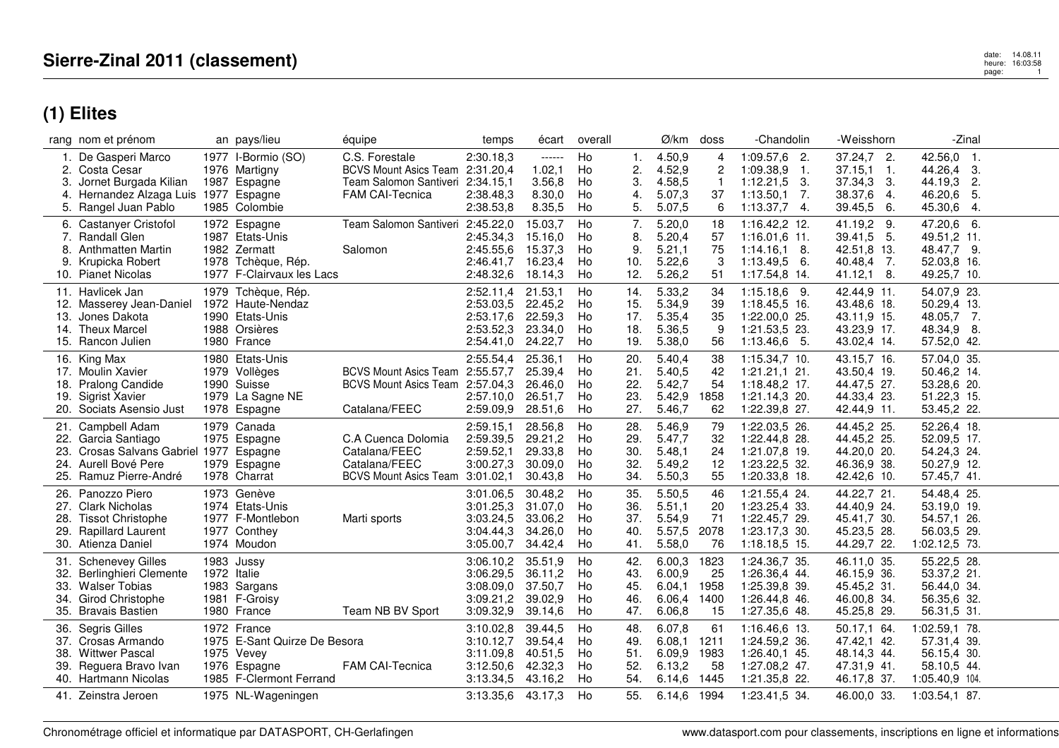# Sierre-Zinal 2011 (classement)

## (1) Elites

| rang | nom et prénom | an | pays/lieu | équipe | temps | écart | overall | | Ø/km | doss | -Chandolin | | -Weisshorn | | -Zinal | |
|---|---|---|---|---|---|---|---|---|---|---|---|---|---|---|---|---|
| 1. | De Gasperi Marco | 1977 | I-Bormio (SO) | C.S. Forestale | 2:30.18,3 | ------ | Ho | 1. | 4.50,9 | 4 | 1:09.57,6 | 2. | 37.24,7 | 2. | 42.56,0 | 1. |
| 2. | Costa Cesar | 1976 | Martigny | BCVS Mount Asics Team | 2:31.20,4 | 1.02,1 | Ho | 2. | 4.52,9 | 2 | 1:09.38,9 | 1. | 37.15,1 | 1. | 44.26,4 | 3. |
| 3. | Jornet Burgada Kilian | 1987 | Espagne | Team Salomon Santiveri | 2:34.15,1 | 3.56,8 | Ho | 3. | 4.58,5 | 1 | 1:12.21,5 | 3. | 37.34,3 | 3. | 44.19,3 | 2. |
| 4. | Hernandez Alzaga Luis | 1977 | Espagne | FAM CAI-Tecnica | 2:38.48,3 | 8.30,0 | Ho | 4. | 5.07,3 | 37 | 1:13.50,1 | 7. | 38.37,6 | 4. | 46.20,6 | 5. |
| 5. | Rangel Juan Pablo | 1985 | Colombie | | 2:38.53,8 | 8.35,5 | Ho | 5. | 5.07,5 | 6 | 1:13.37,7 | 4. | 39.45,5 | 6. | 45.30,6 | 4. |
| 6. | Castanyer Cristofol | 1972 | Espagne | Team Salomon Santiveri | 2:45.22,0 | 15.03,7 | Ho | 7. | 5.20,0 | 18 | 1:16.42,2 | 12. | 41.19,2 | 9. | 47.20,6 | 6. |
| 7. | Randall Glen | 1987 | Etats-Unis | | 2:45.34,3 | 15.16,0 | Ho | 8. | 5.20,4 | 57 | 1:16.01,6 | 11. | 39.41,5 | 5. | 49.51,2 | 11. |
| 8. | Anthmatten Martin | 1982 | Zermatt | Salomon | 2:45.55,6 | 15.37,3 | Ho | 9. | 5.21,1 | 75 | 1:14.16,1 | 8. | 42.51,8 | 13. | 48.47,7 | 9. |
| 9. | Krupicka Robert | 1978 | Tchèque, Rép. | | 2:46.41,7 | 16.23,4 | Ho | 10. | 5.22,6 | 3 | 1:13.49,5 | 6. | 40.48,4 | 7. | 52.03,8 | 16. |
| 10. | Pianet Nicolas | 1977 | F-Clairvaux les Lacs | | 2:48.32,6 | 18.14,3 | Ho | 12. | 5.26,2 | 51 | 1:17.54,8 | 14. | 41.12,1 | 8. | 49.25,7 | 10. |
| 11. | Havlicek Jan | 1979 | Tchèque, Rép. | | 2:52.11,4 | 21.53,1 | Ho | 14. | 5.33,2 | 34 | 1:15.18,6 | 9. | 42.44,9 | 11. | 54.07,9 | 23. |
| 12. | Masserey Jean-Daniel | 1972 | Haute-Nendaz | | 2:53.03,5 | 22.45,2 | Ho | 15. | 5.34,9 | 39 | 1:18.45,5 | 16. | 43.48,6 | 18. | 50.29,4 | 13. |
| 13. | Jones Dakota | 1990 | Etats-Unis | | 2:53.17,6 | 22.59,3 | Ho | 17. | 5.35,4 | 35 | 1:22.00,0 | 25. | 43.11,9 | 15. | 48.05,7 | 7. |
| 14. | Theux Marcel | 1988 | Orsières | | 2:53.52,3 | 23.34,0 | Ho | 18. | 5.36,5 | 9 | 1:21.53,5 | 23. | 43.23,9 | 17. | 48.34,9 | 8. |
| 15. | Rancon Julien | 1980 | France | | 2:54.41,0 | 24.22,7 | Ho | 19. | 5.38,0 | 56 | 1:13.46,6 | 5. | 43.02,4 | 14. | 57.52,0 | 42. |
| 16. | King Max | 1980 | Etats-Unis | | 2:55.54,4 | 25.36,1 | Ho | 20. | 5.40,4 | 38 | 1:15.34,7 | 10. | 43.15,7 | 16. | 57.04,0 | 35. |
| 17. | Moulin Xavier | 1979 | Vollèges | BCVS Mount Asics Team | 2:55.57,7 | 25.39,4 | Ho | 21. | 5.40,5 | 42 | 1:21.21,1 | 21. | 43.50,4 | 19. | 50.46,2 | 14. |
| 18. | Pralong Candide | 1990 | Suisse | BCVS Mount Asics Team | 2:57.04,3 | 26.46,0 | Ho | 22. | 5.42,7 | 54 | 1:18.48,2 | 17. | 44.47,5 | 27. | 53.28,6 | 20. |
| 19. | Sigrist Xavier | 1979 | La Sagne NE | | 2:57.10,0 | 26.51,7 | Ho | 23. | 5.42,9 | 1858 | 1:21.14,3 | 20. | 44.33,4 | 23. | 51.22,3 | 15. |
| 20. | Sociats Asensio Just | 1978 | Espagne | Catalana/FEEC | 2:59.09,9 | 28.51,6 | Ho | 27. | 5.46,7 | 62 | 1:22.39,8 | 27. | 42.44,9 | 11. | 53.45,2 | 22. |
| 21. | Campbell Adam | 1979 | Canada | | 2:59.15,1 | 28.56,8 | Ho | 28. | 5.46,9 | 79 | 1:22.03,5 | 26. | 44.45,2 | 25. | 52.26,4 | 18. |
| 22. | Garcia Santiago | 1975 | Espagne | C.A Cuenca Dolomia | 2:59.39,5 | 29.21,2 | Ho | 29. | 5.47,7 | 32 | 1:22.44,8 | 28. | 44.45,2 | 25. | 52.09,5 | 17. |
| 23. | Crosas Salvans Gabriel | 1977 | Espagne | Catalana/FEEC | 2:59.52,1 | 29.33,8 | Ho | 30. | 5.48,1 | 24 | 1:21.07,8 | 19. | 44.20,0 | 20. | 54.24,3 | 24. |
| 24. | Aurell Bové Pere | 1979 | Espagne | Catalana/FEEC | 3:00.27,3 | 30.09,0 | Ho | 32. | 5.49,2 | 12 | 1:23.22,5 | 32. | 46.36,9 | 38. | 50.27,9 | 12. |
| 25. | Ramuz Pierre-André | 1978 | Charrat | BCVS Mount Asics Team | 3:01.02,1 | 30.43,8 | Ho | 34. | 5.50,3 | 55 | 1:20.33,8 | 18. | 42.42,6 | 10. | 57.45,7 | 41. |
| 26. | Panozzo Piero | 1973 | Genève | | 3:01.06,5 | 30.48,2 | Ho | 35. | 5.50,5 | 46 | 1:21.55,4 | 24. | 44.22,7 | 21. | 54.48,4 | 25. |
| 27. | Clark Nicholas | 1974 | Etats-Unis | | 3:01.25,3 | 31.07,0 | Ho | 36. | 5.51,1 | 20 | 1:23.25,4 | 33. | 44.40,9 | 24. | 53.19,0 | 19. |
| 28. | Tissot Christophe | 1977 | F-Montlebon | Marti sports | 3:03.24,5 | 33.06,2 | Ho | 37. | 5.54,9 | 71 | 1:22.45,7 | 29. | 45.41,7 | 30. | 54.57,1 | 26. |
| 29. | Rapillard Laurent | 1977 | Conthey | | 3:04.44,3 | 34.26,0 | Ho | 40. | 5.57,5 | 2078 | 1:23.17,3 | 30. | 45.23,5 | 28. | 56.03,5 | 29. |
| 30. | Atienza Daniel | 1974 | Moudon | | 3:05.00,7 | 34.42,4 | Ho | 41. | 5.58,0 | 76 | 1:18.18,5 | 15. | 44.29,7 | 22. | 1:02.12,5 | 73. |
| 31. | Schenevey Gilles | 1983 | Jussy | | 3:06.10,2 | 35.51,9 | Ho | 42. | 6.00,3 | 1823 | 1:24.36,7 | 35. | 46.11,0 | 35. | 55.22,5 | 28. |
| 32. | Berlinghieri Clemente | 1972 | Italie | | 3:06.29,5 | 36.11,2 | Ho | 43. | 6.00,9 | 25 | 1:26.36,4 | 44. | 46.15,9 | 36. | 53.37,2 | 21. |
| 33. | Walser Tobias | 1983 | Sargans | | 3:08.09,0 | 37.50,7 | Ho | 45. | 6.04,1 | 1958 | 1:25.39,8 | 39. | 45.45,2 | 31. | 56.44,0 | 34. |
| 34. | Girod Christophe | 1981 | F-Groisy | | 3:09.21,2 | 39.02,9 | Ho | 46. | 6.06,4 | 1400 | 1:26.44,8 | 46. | 46.00,8 | 34. | 56.35,6 | 32. |
| 35. | Bravais Bastien | 1980 | France | Team NB BV Sport | 3:09.32,9 | 39.14,6 | Ho | 47. | 6.06,8 | 15 | 1:27.35,6 | 48. | 45.25,8 | 29. | 56.31,5 | 31. |
| 36. | Segris Gilles | 1972 | France | | 3:10.02,8 | 39.44,5 | Ho | 48. | 6.07,8 | 61 | 1:16.46,6 | 13. | 50.17,1 | 64. | 1:02.59,1 | 78. |
| 37. | Crosas Armando | 1975 | E-Sant Quirze De Besora | | 3:10.12,7 | 39.54,4 | Ho | 49. | 6.08,1 | 1211 | 1:24.59,2 | 36. | 47.42,1 | 42. | 57.31,4 | 39. |
| 38. | Wittwer Pascal | 1975 | Vevey | | 3:11.09,8 | 40.51,5 | Ho | 51. | 6.09,9 | 1983 | 1:26.40,1 | 45. | 48.14,3 | 44. | 56.15,4 | 30. |
| 39. | Reguera Bravo Ivan | 1976 | Espagne | FAM CAI-Tecnica | 3:12.50,6 | 42.32,3 | Ho | 52. | 6.13,2 | 58 | 1:27.08,2 | 47. | 47.31,9 | 41. | 58.10,5 | 44. |
| 40. | Hartmann Nicolas | 1985 | F-Clermont Ferrand | | 3:13.34,5 | 43.16,2 | Ho | 54. | 6.14,6 | 1445 | 1:21.35,8 | 22. | 46.17,8 | 37. | 1:05.40,9 | 104. |
| 41. | Zeinstra Jeroen | 1975 | NL-Wageningen | | 3:13.35,6 | 43.17,3 | Ho | 55. | 6.14,6 | 1994 | 1:23.41,5 | 34. | 46.00,0 | 33. | 1:03.54,1 | 87. |

Chronométrage officiel et informatique par DATASPORT, CH-Gerlafingen — www.datasport.com pour classements, inscriptions en ligne et informations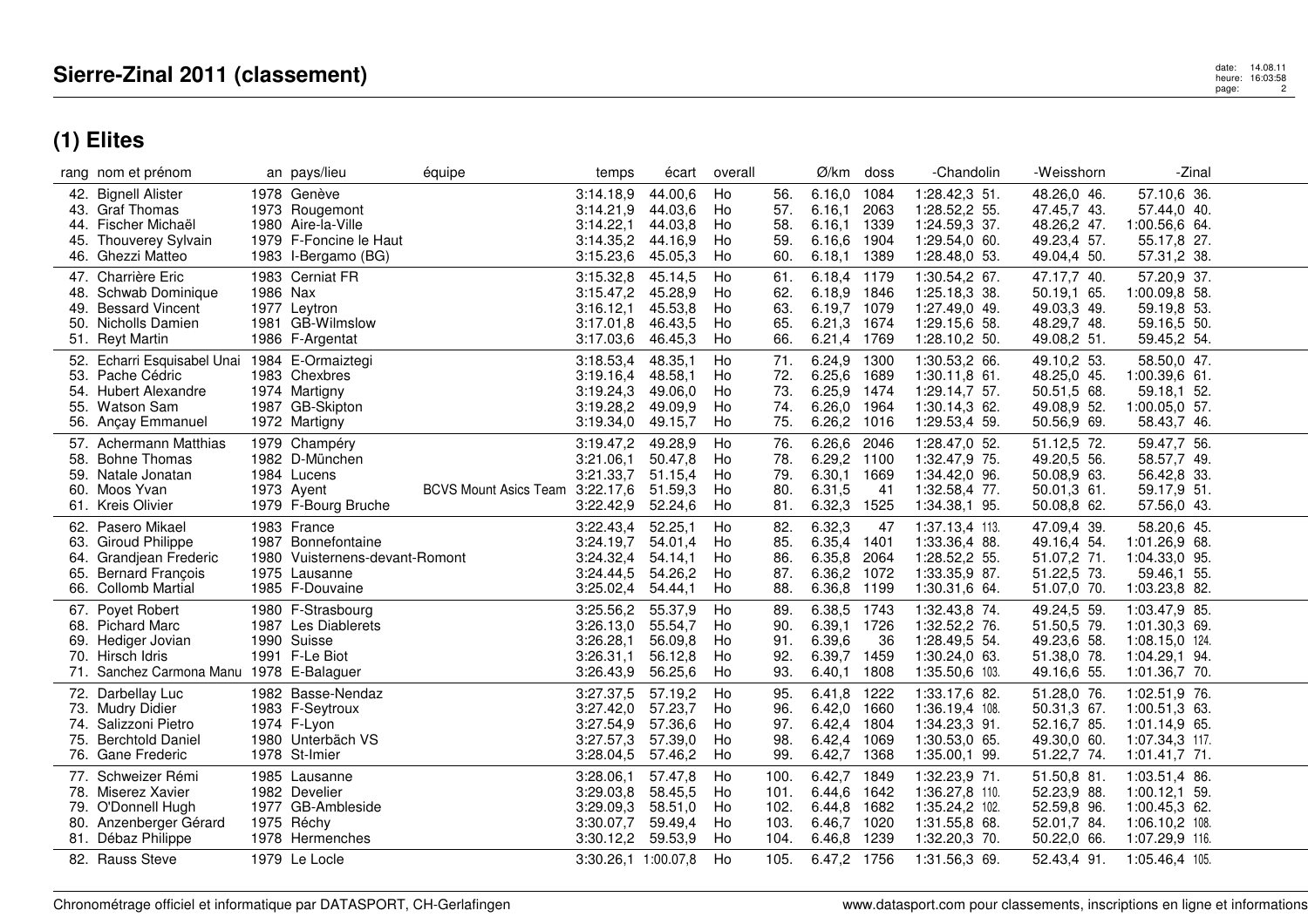# Sierre-Zinal 2011 (classement)

## (1) Elites

| rang | nom et prénom | an | pays/lieu | équipe | temps | écart | overall | | Ø/km | doss | -Chandolin | -Weisshorn | -Zinal |
|---|---|---|---|---|---|---|---|---|---|---|---|---|---|
| 42. | Bignell Alister | 1978 | Genève | | 3:14.18,9 | 44.00,6 | Ho | 56. | 6.16,0 | 1084 | 1:28.42,3 51. | 48.26,0 46. | 57.10,6 36. |
| 43. | Graf Thomas | 1973 | Rougemont | | 3:14.21,9 | 44.03,6 | Ho | 57. | 6.16,1 | 2063 | 1:28.52,2 55. | 47.45,7 43. | 57.44,0 40. |
| 44. | Fischer Michaël | 1980 | Aire-la-Ville | | 3:14.22,1 | 44.03,8 | Ho | 58. | 6.16,1 | 1339 | 1:24.59,3 37. | 48.26,2 47. | 1:00.56,6 64. |
| 45. | Thouverey Sylvain | 1979 | F-Foncine le Haut | | 3:14.35,2 | 44.16,9 | Ho | 59. | 6.16,6 | 1904 | 1:29.54,0 60. | 49.23,4 57. | 55.17,8 27. |
| 46. | Ghezzi Matteo | 1983 | I-Bergamo (BG) | | 3:15.23,6 | 45.05,3 | Ho | 60. | 6.18,1 | 1389 | 1:28.48,0 53. | 49.04,4 50. | 57.31,2 38. |
| 47. | Charrière Eric | 1983 | Cerniat FR | | 3:15.32,8 | 45.14,5 | Ho | 61. | 6.18,4 | 1179 | 1:30.54,2 67. | 47.17,7 40. | 57.20,9 37. |
| 48. | Schwab Dominique | 1986 | Nax | | 3:15.47,2 | 45.28,9 | Ho | 62. | 6.18,9 | 1846 | 1:25.18,3 38. | 50.19,1 65. | 1:00.09,8 58. |
| 49. | Bessard Vincent | 1977 | Leytron | | 3:16.12,1 | 45.53,8 | Ho | 63. | 6.19,7 | 1079 | 1:27.49,0 49. | 49.03,3 49. | 59.19,8 53. |
| 50. | Nicholls Damien | 1981 | GB-Wilmslow | | 3:17.01,8 | 46.43,5 | Ho | 65. | 6.21,3 | 1674 | 1:29.15,6 58. | 48.29,7 48. | 59.16,5 50. |
| 51. | Reyt Martin | 1986 | F-Argentat | | 3:17.03,6 | 46.45,3 | Ho | 66. | 6.21,4 | 1769 | 1:28.10,2 50. | 49.08,2 51. | 59.45,2 54. |
| 52. | Echarri Esquisabel Unai | 1984 | E-Ormaiztegi | | 3:18.53,4 | 48.35,1 | Ho | 71. | 6.24,9 | 1300 | 1:30.53,2 66. | 49.10,2 53. | 58.50,0 47. |
| 53. | Pache Cédric | 1983 | Chexbres | | 3:19.16,4 | 48.58,1 | Ho | 72. | 6.25,6 | 1689 | 1:30.11,8 61. | 48.25,0 45. | 1:00.39,6 61. |
| 54. | Hubert Alexandre | 1974 | Martigny | | 3:19.24,3 | 49.06,0 | Ho | 73. | 6.25,9 | 1474 | 1:29.14,7 57. | 50.51,5 68. | 59.18,1 52. |
| 55. | Watson Sam | 1987 | GB-Skipton | | 3:19.28,2 | 49.09,9 | Ho | 74. | 6.26,0 | 1964 | 1:30.14,3 62. | 49.08,9 52. | 1:00.05,0 57. |
| 56. | Ançay Emmanuel | 1972 | Martigny | | 3:19.34,0 | 49.15,7 | Ho | 75. | 6.26,2 | 1016 | 1:29.53,4 59. | 50.56,9 69. | 58.43,7 46. |
| 57. | Achermann Matthias | 1979 | Champéry | | 3:19.47,2 | 49.28,9 | Ho | 76. | 6.26,6 | 2046 | 1:28.47,0 52. | 51.12,5 72. | 59.47,7 56. |
| 58. | Bohne Thomas | 1982 | D-München | | 3:21.06,1 | 50.47,8 | Ho | 78. | 6.29,2 | 1100 | 1:32.47,9 75. | 49.20,5 56. | 58.57,7 49. |
| 59. | Natale Jonatan | 1984 | Lucens | | 3:21.33,7 | 51.15,4 | Ho | 79. | 6.30,1 | 1669 | 1:34.42,0 96. | 50.08,9 63. | 56.42,8 33. |
| 60. | Moos Yvan | 1973 | Ayent | BCVS Mount Asics Team | 3:22.17,6 | 51.59,3 | Ho | 80. | 6.31,5 | 41 | 1:32.58,4 77. | 50.01,3 61. | 59.17,9 51. |
| 61. | Kreis Olivier | 1979 | F-Bourg Bruche | | 3:22.42,9 | 52.24,6 | Ho | 81. | 6.32,3 | 1525 | 1:34.38,1 95. | 50.08,8 62. | 57.56,0 43. |
| 62. | Pasero Mikael | 1983 | France | | 3:22.43,4 | 52.25,1 | Ho | 82. | 6.32,3 | 47 | 1:37.13,4 113. | 47.09,4 39. | 58.20,6 45. |
| 63. | Giroud Philippe | 1987 | Bonnefontaine | | 3:24.19,7 | 54.01,4 | Ho | 85. | 6.35,4 | 1401 | 1:33.36,4 88. | 49.16,4 54. | 1:01.26,9 68. |
| 64. | Grandjean Frederic | 1980 | Vuisternens-devant-Romont | | 3:24.32,4 | 54.14,1 | Ho | 86. | 6.35,8 | 2064 | 1:28.52,2 55. | 51.07,2 71. | 1:04.33,0 95. |
| 65. | Bernard François | 1975 | Lausanne | | 3:24.44,5 | 54.26,2 | Ho | 87. | 6.36,2 | 1072 | 1:33.35,9 87. | 51.22,5 73. | 59.46,1 55. |
| 66. | Collomb Martial | 1985 | F-Douvaine | | 3:25.02,4 | 54.44,1 | Ho | 88. | 6.36,8 | 1199 | 1:30.31,6 64. | 51.07,0 70. | 1:03.23,8 82. |
| 67. | Poyet Robert | 1980 | F-Strasbourg | | 3:25.56,2 | 55.37,9 | Ho | 89. | 6.38,5 | 1743 | 1:32.43,8 74. | 49.24,5 59. | 1:03.47,9 85. |
| 68. | Pichard Marc | 1987 | Les Diablerets | | 3:26.13,0 | 55.54,7 | Ho | 90. | 6.39,1 | 1726 | 1:32.52,2 76. | 51.50,5 79. | 1:01.30,3 69. |
| 69. | Hediger Jovian | 1990 | Suisse | | 3:26.28,1 | 56.09,8 | Ho | 91. | 6.39,6 | 36 | 1:28.49,5 54. | 49.23,6 58. | 1:08.15,0 124. |
| 70. | Hirsch Idris | 1991 | F-Le Biot | | 3:26.31,1 | 56.12,8 | Ho | 92. | 6.39,7 | 1459 | 1:30.24,0 63. | 51.38,0 78. | 1:04.29,1 94. |
| 71. | Sanchez Carmona Manu | 1978 | E-Balaguer | | 3:26.43,9 | 56.25,6 | Ho | 93. | 6.40,1 | 1808 | 1:35.50,6 103. | 49.16,6 55. | 1:01.36,7 70. |
| 72. | Darbellay Luc | 1982 | Basse-Nendaz | | 3:27.37,5 | 57.19,2 | Ho | 95. | 6.41,8 | 1222 | 1:33.17,6 82. | 51.28,0 76. | 1:02.51,9 76. |
| 73. | Mudry Didier | 1983 | F-Seytroux | | 3:27.42,0 | 57.23,7 | Ho | 96. | 6.42,0 | 1660 | 1:36.19,4 108. | 50.31,3 67. | 1:00.51,3 63. |
| 74. | Salizzoni Pietro | 1974 | F-Lyon | | 3:27.54,9 | 57.36,6 | Ho | 97. | 6.42,4 | 1804 | 1:34.23,3 91. | 52.16,7 85. | 1:01.14,9 65. |
| 75. | Berchtold Daniel | 1980 | Unterbäch VS | | 3:27.57,3 | 57.39,0 | Ho | 98. | 6.42,4 | 1069 | 1:30.53,0 65. | 49.30,0 60. | 1:07.34,3 117. |
| 76. | Gane Frederic | 1978 | St-Imier | | 3:28.04,5 | 57.46,2 | Ho | 99. | 6.42,7 | 1368 | 1:35.00,1 99. | 51.22,7 74. | 1:01.41,7 71. |
| 77. | Schweizer Rémi | 1985 | Lausanne | | 3:28.06,1 | 57.47,8 | Ho | 100. | 6.42,7 | 1849 | 1:32.23,9 71. | 51.50,8 81. | 1:03.51,4 86. |
| 78. | Miserez Xavier | 1982 | Develier | | 3:29.03,8 | 58.45,5 | Ho | 101. | 6.44,6 | 1642 | 1:36.27,8 110. | 52.23,9 88. | 1:00.12,1 59. |
| 79. | O'Donnell Hugh | 1977 | GB-Ambleside | | 3:29.09,3 | 58.51,0 | Ho | 102. | 6.44,8 | 1682 | 1:35.24,2 102. | 52.59,8 96. | 1:00.45,3 62. |
| 80. | Anzenberger Gérard | 1975 | Réchy | | 3:30.07,7 | 59.49,4 | Ho | 103. | 6.46,7 | 1020 | 1:31.55,8 68. | 52.01,7 84. | 1:06.10,2 108. |
| 81. | Débaz Philippe | 1978 | Hermenches | | 3:30.12,2 | 59.53,9 | Ho | 104. | 6.46,8 | 1239 | 1:32.20,3 70. | 50.22,0 66. | 1:07.29,9 116. |
| 82. | Rauss Steve | 1979 | Le Locle | | 3:30.26,1 | 1:00.07,8 | Ho | 105. | 6.47,2 | 1756 | 1:31.56,3 69. | 52.43,4 91. | 1:05.46,4 105. |

Chronométrage officiel et informatique par DATASPORT, CH-Gerlafingen — www.datasport.com pour classements, inscriptions en ligne et informations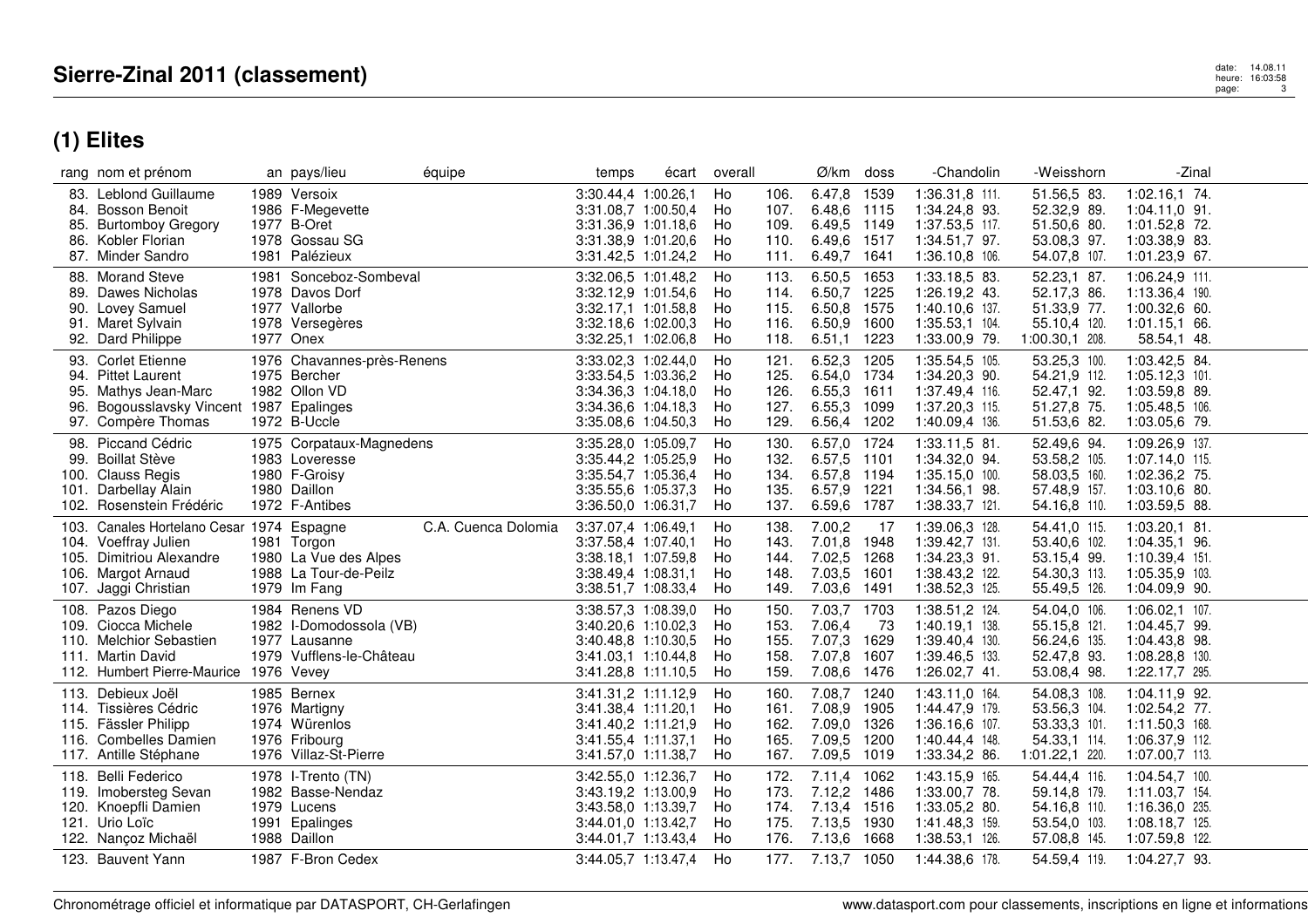# Sierre-Zinal 2011 (classement)

## (1) Elites

| rang | nom et prénom | an | pays/lieu | équipe | temps | écart | overall | | Ø/km | doss | -Chandolin | | -Weisshorn | | -Zinal | |
|---|---|---|---|---|---|---|---|---|---|---|---|---|---|---|---|---|
| 83. | Leblond Guillaume | 1989 | Versoix | | 3:30.44,4 | 1:00.26,1 | Ho | 106. | 6.47,8 | 1539 | 1:36.31,8 | 111. | 51.56,5 | 83. | 1:02.16,1 | 74. |
| 84. | Bosson Benoit | 1986 | F-Megevette | | 3:31.08,7 | 1:00.50,4 | Ho | 107. | 6.48,6 | 1115 | 1:34.24,8 | 93. | 52.32,9 | 89. | 1:04.11,0 | 91. |
| 85. | Burtomboy Gregory | 1977 | B-Oret | | 3:31.36,9 | 1:01.18,6 | Ho | 109. | 6.49,5 | 1149 | 1:37.53,5 | 117. | 51.50,6 | 80. | 1:01.52,8 | 72. |
| 86. | Kobler Florian | 1978 | Gossau SG | | 3:31.38,9 | 1:01.20,6 | Ho | 110. | 6.49,6 | 1517 | 1:34.51,7 | 97. | 53.08,3 | 97. | 1:03.38,9 | 83. |
| 87. | Minder Sandro | 1981 | Palézieux | | 3:31.42,5 | 1:01.24,2 | Ho | 111. | 6.49,7 | 1641 | 1:36.10,8 | 106. | 54.07,8 | 107. | 1:01.23,9 | 67. |
| 88. | Morand Steve | 1981 | Sonceboz-Sombeval | | 3:32.06,5 | 1:01.48,2 | Ho | 113. | 6.50,5 | 1653 | 1:33.18,5 | 83. | 52.23,1 | 87. | 1:06.24,9 | 111. |
| 89. | Dawes Nicholas | 1978 | Davos Dorf | | 3:32.12,9 | 1:01.54,6 | Ho | 114. | 6.50,7 | 1225 | 1:26.19,2 | 43. | 52.17,3 | 86. | 1:13.36,4 | 190. |
| 90. | Lovey Samuel | 1977 | Vallorbe | | 3:32.17,1 | 1:01.58,8 | Ho | 115. | 6.50,8 | 1575 | 1:40.10,6 | 137. | 51.33,9 | 77. | 1:00.32,6 | 60. |
| 91. | Maret Sylvain | 1978 | Versegères | | 3:32.18,6 | 1:02.00,3 | Ho | 116. | 6.50,9 | 1600 | 1:35.53,1 | 104. | 55.10,4 | 120. | 1:01.15,1 | 66. |
| 92. | Dard Philippe | 1977 | Onex | | 3:32.25,1 | 1:02.06,8 | Ho | 118. | 6.51,1 | 1223 | 1:33.00,9 | 79. | 1:00.30,1 | 208. | 58.54,1 | 48. |
| 93. | Corlet Etienne | 1976 | Chavannes-près-Renens | | 3:33.02,3 | 1:02.44,0 | Ho | 121. | 6.52,3 | 1205 | 1:35.54,5 | 105. | 53.25,3 | 100. | 1:03.42,5 | 84. |
| 94. | Pittet Laurent | 1975 | Bercher | | 3:33.54,5 | 1:03.36,2 | Ho | 125. | 6.54,0 | 1734 | 1:34.20,3 | 90. | 54.21,9 | 112. | 1:05.12,3 | 101. |
| 95. | Mathys Jean-Marc | 1982 | Ollon VD | | 3:34.36,3 | 1:04.18,0 | Ho | 126. | 6.55,3 | 1611 | 1:37.49,4 | 116. | 52.47,1 | 92. | 1:03.59,8 | 89. |
| 96. | Bogousslavsky Vincent | 1987 | Epalinges | | 3:34.36,6 | 1:04.18,3 | Ho | 127. | 6.55,3 | 1099 | 1:37.20,3 | 115. | 51.27,8 | 75. | 1:05.48,5 | 106. |
| 97. | Compère Thomas | 1972 | B-Uccle | | 3:35.08,6 | 1:04.50,3 | Ho | 129. | 6.56,4 | 1202 | 1:40.09,4 | 136. | 51.53,6 | 82. | 1:03.05,6 | 79. |
| 98. | Piccand Cédric | 1975 | Corpataux-Magnedens | | 3:35.28,0 | 1:05.09,7 | Ho | 130. | 6.57,0 | 1724 | 1:33.11,5 | 81. | 52.49,6 | 94. | 1:09.26,9 | 137. |
| 99. | Boillat Stève | 1983 | Loveresse | | 3:35.44,2 | 1:05.25,9 | Ho | 132. | 6.57,5 | 1101 | 1:34.32,0 | 94. | 53.58,2 | 105. | 1:07.14,0 | 115. |
| 100. | Clauss Regis | 1980 | F-Groisy | | 3:35.54,7 | 1:05.36,4 | Ho | 134. | 6.57,8 | 1194 | 1:35.15,0 | 100. | 58.03,5 | 160. | 1:02.36,2 | 75. |
| 101. | Darbellay Alain | 1980 | Daillon | | 3:35.55,6 | 1:05.37,3 | Ho | 135. | 6.57,9 | 1221 | 1:34.56,1 | 98. | 57.48,9 | 157. | 1:03.10,6 | 80. |
| 102. | Rosenstein Frédéric | 1972 | F-Antibes | | 3:36.50,0 | 1:06.31,7 | Ho | 137. | 6.59,6 | 1787 | 1:38.33,7 | 121. | 54.16,8 | 110. | 1:03.59,5 | 88. |
| 103. | Canales Hortelano Cesar | 1974 | Espagne | C.A. Cuenca Dolomia | 3:37.07,4 | 1:06.49,1 | Ho | 138. | 7.00,2 | 17 | 1:39.06,3 | 128. | 54.41,0 | 115. | 1:03.20,1 | 81. |
| 104. | Voeffray Julien | 1981 | Torgon | | 3:37.58,4 | 1:07.40,1 | Ho | 143. | 7.01,8 | 1948 | 1:39.42,7 | 131. | 53.40,6 | 102. | 1:04.35,1 | 96. |
| 105. | Dimitriou Alexandre | 1980 | La Vue des Alpes | | 3:38.18,1 | 1:07.59,8 | Ho | 144. | 7.02,5 | 1268 | 1:34.23,3 | 91. | 53.15,4 | 99. | 1:10.39,4 | 151. |
| 106. | Margot Arnaud | 1988 | La Tour-de-Peilz | | 3:38.49,4 | 1:08.31,1 | Ho | 148. | 7.03,5 | 1601 | 1:38.43,2 | 122. | 54.30,3 | 113. | 1:05.35,9 | 103. |
| 107. | Jaggi Christian | 1979 | Im Fang | | 3:38.51,7 | 1:08.33,4 | Ho | 149. | 7.03,6 | 1491 | 1:38.52,3 | 125. | 55.49,5 | 126. | 1:04.09,9 | 90. |
| 108. | Pazos Diego | 1984 | Renens VD | | 3:38.57,3 | 1:08.39,0 | Ho | 150. | 7.03,7 | 1703 | 1:38.51,2 | 124. | 54.04,0 | 106. | 1:06.02,1 | 107. |
| 109. | Ciocca Michele | 1982 | I-Domodossola (VB) | | 3:40.20,6 | 1:10.02,3 | Ho | 153. | 7.06,4 | 73 | 1:40.19,1 | 138. | 55.15,8 | 121. | 1:04.45,7 | 99. |
| 110. | Melchior Sebastien | 1977 | Lausanne | | 3:40.48,8 | 1:10.30,5 | Ho | 155. | 7.07,3 | 1629 | 1:39.40,4 | 130. | 56.24,6 | 135. | 1:04.43,8 | 98. |
| 111. | Martin David | 1979 | Vufflens-le-Château | | 3:41.03,1 | 1:10.44,8 | Ho | 158. | 7.07,8 | 1607 | 1:39.46,5 | 133. | 52.47,8 | 93. | 1:08.28,8 | 130. |
| 112. | Humbert Pierre-Maurice | 1976 | Vevey | | 3:41.28,8 | 1:11.10,5 | Ho | 159. | 7.08,6 | 1476 | 1:26.02,7 | 41. | 53.08,4 | 98. | 1:22.17,7 | 295. |
| 113. | Debieux Joël | 1985 | Bernex | | 3:41.31,2 | 1:11.12,9 | Ho | 160. | 7.08,7 | 1240 | 1:43.11,0 | 164. | 54.08,3 | 108. | 1:04.11,9 | 92. |
| 114. | Tissières Cédric | 1976 | Martigny | | 3:41.38,4 | 1:11.20,1 | Ho | 161. | 7.08,9 | 1905 | 1:44.47,9 | 179. | 53.56,3 | 104. | 1:02.54,2 | 77. |
| 115. | Fässler Philipp | 1974 | Würenlos | | 3:41.40,2 | 1:11.21,9 | Ho | 162. | 7.09,0 | 1326 | 1:36.16,6 | 107. | 53.33,3 | 101. | 1:11.50,3 | 168. |
| 116. | Combelles Damien | 1976 | Fribourg | | 3:41.55,4 | 1:11.37,1 | Ho | 165. | 7.09,5 | 1200 | 1:40.44,4 | 148. | 54.33,1 | 114. | 1:06.37,9 | 112. |
| 117. | Antille Stéphane | 1976 | Villaz-St-Pierre | | 3:41.57,0 | 1:11.38,7 | Ho | 167. | 7.09,5 | 1019 | 1:33.34,2 | 86. | 1:01.22,1 | 220. | 1:07.00,7 | 113. |
| 118. | Belli Federico | 1978 | I-Trento (TN) | | 3:42.55,0 | 1:12.36,7 | Ho | 172. | 7.11,4 | 1062 | 1:43.15,9 | 165. | 54.44,4 | 116. | 1:04.54,7 | 100. |
| 119. | Imobersteg Sevan | 1982 | Basse-Nendaz | | 3:43.19,2 | 1:13.00,9 | Ho | 173. | 7.12,2 | 1486 | 1:33.00,7 | 78. | 59.14,8 | 179. | 1:11.03,7 | 154. |
| 120. | Knoepfli Damien | 1979 | Lucens | | 3:43.58,0 | 1:13.39,7 | Ho | 174. | 7.13,4 | 1516 | 1:33.05,2 | 80. | 54.16,8 | 110. | 1:16.36,0 | 235. |
| 121. | Urio Loïc | 1991 | Epalinges | | 3:44.01,0 | 1:13.42,7 | Ho | 175. | 7.13,5 | 1930 | 1:41.48,3 | 159. | 53.54,0 | 103. | 1:08.18,7 | 125. |
| 122. | Nançoz Michaël | 1988 | Daillon | | 3:44.01,7 | 1:13.43,4 | Ho | 176. | 7.13,6 | 1668 | 1:38.53,1 | 126. | 57.08,8 | 145. | 1:07.59,8 | 122. |
| 123. | Bauvent Yann | 1987 | F-Bron Cedex | | 3:44.05,7 | 1:13.47,4 | Ho | 177. | 7.13,7 | 1050 | 1:44.38,6 | 178. | 54.59,4 | 119. | 1:04.27,7 | 93. |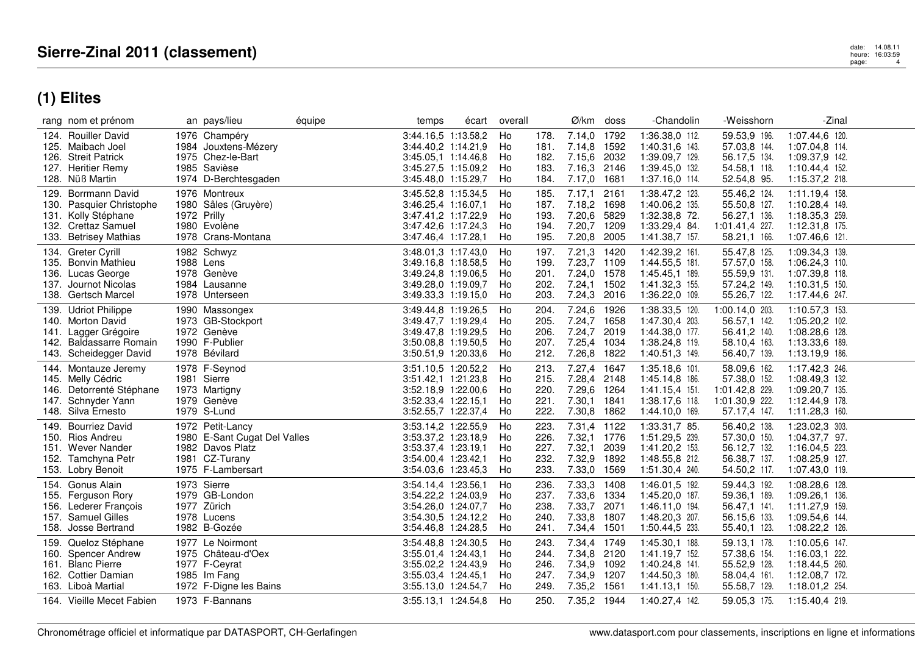# Sierre-Zinal 2011 (classement)

## (1) Elites

| rang | nom et prénom | an | pays/lieu | équipe | temps | écart | overall | | Ø/km | doss | -Chandolin | | -Weisshorn | | -Zinal | |
|---|---|---|---|---|---|---|---|---|---|---|---|---|---|---|---|---|
| 124. | Rouiller David | 1976 | Champéry | | 3:44.16,5 | 1:13.58,2 | Ho | 178. | 7.14,0 | 1792 | 1:36.38,0 | 112. | 59.53,9 | 196. | 1:07.44,6 | 120. |
| 125. | Maibach Joel | 1984 | Jouxtens-Mézery | | 3:44.40,2 | 1:14.21,9 | Ho | 181. | 7.14,8 | 1592 | 1:40.31,6 | 143. | 57.03,8 | 144. | 1:07.04,8 | 114. |
| 126. | Streit Patrick | 1975 | Chez-le-Bart | | 3:45.05,1 | 1:14.46,8 | Ho | 182. | 7.15,6 | 2032 | 1:39.09,7 | 129. | 56.17,5 | 134. | 1:09.37,9 | 142. |
| 127. | Heritier Remy | 1985 | Savièse | | 3:45.27,5 | 1:15.09,2 | Ho | 183. | 7.16,3 | 2146 | 1:39.45,0 | 132. | 54.58,1 | 118. | 1:10.44,4 | 152. |
| 128. | Nüß Martin | 1974 | D-Berchtesgaden | | 3:45.48,0 | 1:15.29,7 | Ho | 184. | 7.17,0 | 1681 | 1:37.16,0 | 114. | 52.54,8 | 95. | 1:15.37,2 | 218. |
| 129. | Borrmann David | 1976 | Montreux | | 3:45.52,8 | 1:15.34,5 | Ho | 185. | 7.17,1 | 2161 | 1:38.47,2 | 123. | 55.46,2 | 124. | 1:11.19,4 | 158. |
| 130. | Pasquier Christophe | 1980 | Sâles (Gruyère) | | 3:46.25,4 | 1:16.07,1 | Ho | 187. | 7.18,2 | 1698 | 1:40.06,2 | 135. | 55.50,8 | 127. | 1:10.28,4 | 149. |
| 131. | Kolly Stéphane | 1972 | Prilly | | 3:47.41,2 | 1:17.22,9 | Ho | 193. | 7.20,6 | 5829 | 1:32.38,8 | 72. | 56.27,1 | 136. | 1:18.35,3 | 259. |
| 132. | Crettaz Samuel | 1980 | Evolène | | 3:47.42,6 | 1:17.24,3 | Ho | 194. | 7.20,7 | 1209 | 1:33.29,4 | 84. | 1:01.41,4 | 227. | 1:12.31,8 | 175. |
| 133. | Betrisey Mathias | 1978 | Crans-Montana | | 3:47.46,4 | 1:17.28,1 | Ho | 195. | 7.20,8 | 2005 | 1:41.38,7 | 157. | 58.21,1 | 166. | 1:07.46,6 | 121. |
| 134. | Greter Cyrill | 1982 | Schwyz | | 3:48.01,3 | 1:17.43,0 | Ho | 197. | 7.21,3 | 1420 | 1:42.39,2 | 161. | 55.47,8 | 125. | 1:09.34,3 | 139. |
| 135. | Bonvin Mathieu | 1988 | Lens | | 3:49.16,8 | 1:18.58,5 | Ho | 199. | 7.23,7 | 1109 | 1:44.55,5 | 181. | 57.57,0 | 158. | 1:06.24,3 | 110. |
| 136. | Lucas George | 1978 | Genève | | 3:49.24,8 | 1:19.06,5 | Ho | 201. | 7.24,0 | 1578 | 1:45.45,1 | 189. | 55.59,9 | 131. | 1:07.39,8 | 118. |
| 137. | Journot Nicolas | 1984 | Lausanne | | 3:49.28,0 | 1:19.09,7 | Ho | 202. | 7.24,1 | 1502 | 1:41.32,3 | 155. | 57.24,2 | 149. | 1:10.31,5 | 150. |
| 138. | Gertsch Marcel | 1978 | Unterseen | | 3:49.33,3 | 1:19.15,0 | Ho | 203. | 7.24,3 | 2016 | 1:36.22,0 | 109. | 55.26,7 | 122. | 1:17.44,6 | 247. |
| 139. | Udriot Philippe | 1990 | Massongex | | 3:49.44,8 | 1:19.26,5 | Ho | 204. | 7.24,6 | 1926 | 1:38.33,5 | 120. | 1:00.14,0 | 203. | 1:10.57,3 | 153. |
| 140. | Morton David | 1973 | GB-Stockport | | 3:49.47,7 | 1:19.29,4 | Ho | 205. | 7.24,7 | 1658 | 1:47.30,4 | 203. | 56.57,1 | 142. | 1:05.20,2 | 102. |
| 141. | Lagger Grégoire | 1972 | Genève | | 3:49.47,8 | 1:19.29,5 | Ho | 206. | 7.24,7 | 2019 | 1:44.38,0 | 177. | 56.41,2 | 140. | 1:08.28,6 | 128. |
| 142. | Baldassarre Romain | 1990 | F-Publier | | 3:50.08,8 | 1:19.50,5 | Ho | 207. | 7.25,4 | 1034 | 1:38.24,8 | 119. | 58.10,4 | 163. | 1:13.33,6 | 189. |
| 143. | Scheidegger David | 1978 | Bévilard | | 3:50.51,9 | 1:20.33,6 | Ho | 212. | 7.26,8 | 1822 | 1:40.51,3 | 149. | 56.40,7 | 139. | 1:13.19,9 | 186. |
| 144. | Montauze Jeremy | 1978 | F-Seynod | | 3:51.10,5 | 1:20.52,2 | Ho | 213. | 7.27,4 | 1647 | 1:35.18,6 | 101. | 58.09,6 | 162. | 1:17.42,3 | 246. |
| 145. | Melly Cédric | 1981 | Sierre | | 3:51.42,1 | 1:21.23,8 | Ho | 215. | 7.28,4 | 2148 | 1:45.14,8 | 186. | 57.38,0 | 152. | 1:08.49,3 | 132. |
| 146. | Detorrenté Stéphane | 1973 | Martigny | | 3:52.18,9 | 1:22.00,6 | Ho | 220. | 7.29,6 | 1264 | 1:41.15,4 | 151. | 1:01.42,8 | 229. | 1:09.20,7 | 135. |
| 147. | Schnyder Yann | 1979 | Genève | | 3:52.33,4 | 1:22.15,1 | Ho | 221. | 7.30,1 | 1841 | 1:38.17,6 | 118. | 1:01.30,9 | 222. | 1:12.44,9 | 178. |
| 148. | Silva Ernesto | 1979 | S-Lund | | 3:52.55,7 | 1:22.37,4 | Ho | 222. | 7.30,8 | 1862 | 1:44.10,0 | 169. | 57.17,4 | 147. | 1:11.28,3 | 160. |
| 149. | Bourriez David | 1972 | Petit-Lancy | | 3:53.14,2 | 1:22.55,9 | Ho | 223. | 7.31,4 | 1122 | 1:33.31,7 | 85. | 56.40,2 | 138. | 1:23.02,3 | 303. |
| 150. | Rios Andreu | 1980 | E-Sant Cugat Del Valles | | 3:53.37,2 | 1:23.18,9 | Ho | 226. | 7.32,1 | 1776 | 1:51.29,5 | 239. | 57.30,0 | 150. | 1:04.37,7 | 97. |
| 151. | Wever Nander | 1982 | Davos Platz | | 3:53.37,4 | 1:23.19,1 | Ho | 227. | 7.32,1 | 2039 | 1:41.20,2 | 153. | 56.12,7 | 132. | 1:16.04,5 | 223. |
| 152. | Tamchyna Petr | 1981 | CZ-Turany | | 3:54.00,4 | 1:23.42,1 | Ho | 232. | 7.32,9 | 1892 | 1:48.55,8 | 212. | 56.38,7 | 137. | 1:08.25,9 | 127. |
| 153. | Lobry Benoit | 1975 | F-Lambersart | | 3:54.03,6 | 1:23.45,3 | Ho | 233. | 7.33,0 | 1569 | 1:51.30,4 | 240. | 54.50,2 | 117. | 1:07.43,0 | 119. |
| 154. | Gonus Alain | 1973 | Sierre | | 3:54.14,4 | 1:23.56,1 | Ho | 236. | 7.33,3 | 1408 | 1:46.01,5 | 192. | 59.44,3 | 192. | 1:08.28,6 | 128. |
| 155. | Ferguson Rory | 1979 | GB-London | | 3:54.22,2 | 1:24.03,9 | Ho | 237. | 7.33,6 | 1334 | 1:45.20,0 | 187. | 59.36,1 | 189. | 1:09.26,1 | 136. |
| 156. | Lederer François | 1977 | Zürich | | 3:54.26,0 | 1:24.07,7 | Ho | 238. | 7.33,7 | 2071 | 1:46.11,0 | 194. | 56.47,1 | 141. | 1:11.27,9 | 159. |
| 157. | Samuel Gilles | 1978 | Lucens | | 3:54.30,5 | 1:24.12,2 | Ho | 240. | 7.33,8 | 1807 | 1:48.20,3 | 207. | 56.15,6 | 133. | 1:09.54,6 | 144. |
| 158. | Josse Bertrand | 1982 | B-Gozée | | 3:54.46,8 | 1:24.28,5 | Ho | 241. | 7.34,4 | 1501 | 1:50.44,5 | 233. | 55.40,1 | 123. | 1:08.22,2 | 126. |
| 159. | Queloz Stéphane | 1977 | Le Noirmont | | 3:54.48,8 | 1:24.30,5 | Ho | 243. | 7.34,4 | 1749 | 1:45.30,1 | 188. | 59.13,1 | 178. | 1:10.05,6 | 147. |
| 160. | Spencer Andrew | 1975 | Château-d'Oex | | 3:55.01,4 | 1:24.43,1 | Ho | 244. | 7.34,8 | 2120 | 1:41.19,7 | 152. | 57.38,6 | 154. | 1:16.03,1 | 222. |
| 161. | Blanc Pierre | 1977 | F-Ceyrat | | 3:55.02,2 | 1:24.43,9 | Ho | 246. | 7.34,9 | 1092 | 1:40.24,8 | 141. | 55.52,9 | 128. | 1:18.44,5 | 260. |
| 162. | Cottier Damian | 1985 | Im Fang | | 3:55.03,4 | 1:24.45,1 | Ho | 247. | 7.34,9 | 1207 | 1:44.50,3 | 180. | 58.04,4 | 161. | 1:12.08,7 | 172. |
| 163. | Liboà Martial | 1972 | F-Digne les Bains | | 3:55.13,0 | 1:24.54,7 | Ho | 249. | 7.35,2 | 1561 | 1:41.13,1 | 150. | 55.58,7 | 129. | 1:18.01,2 | 254. |
| 164. | Vieille Mecet Fabien | 1973 | F-Bannans | | 3:55.13,1 | 1:24.54,8 | Ho | 250. | 7.35,2 | 1944 | 1:40.27,4 | 142. | 59.05,3 | 175. | 1:15.40,4 | 219. |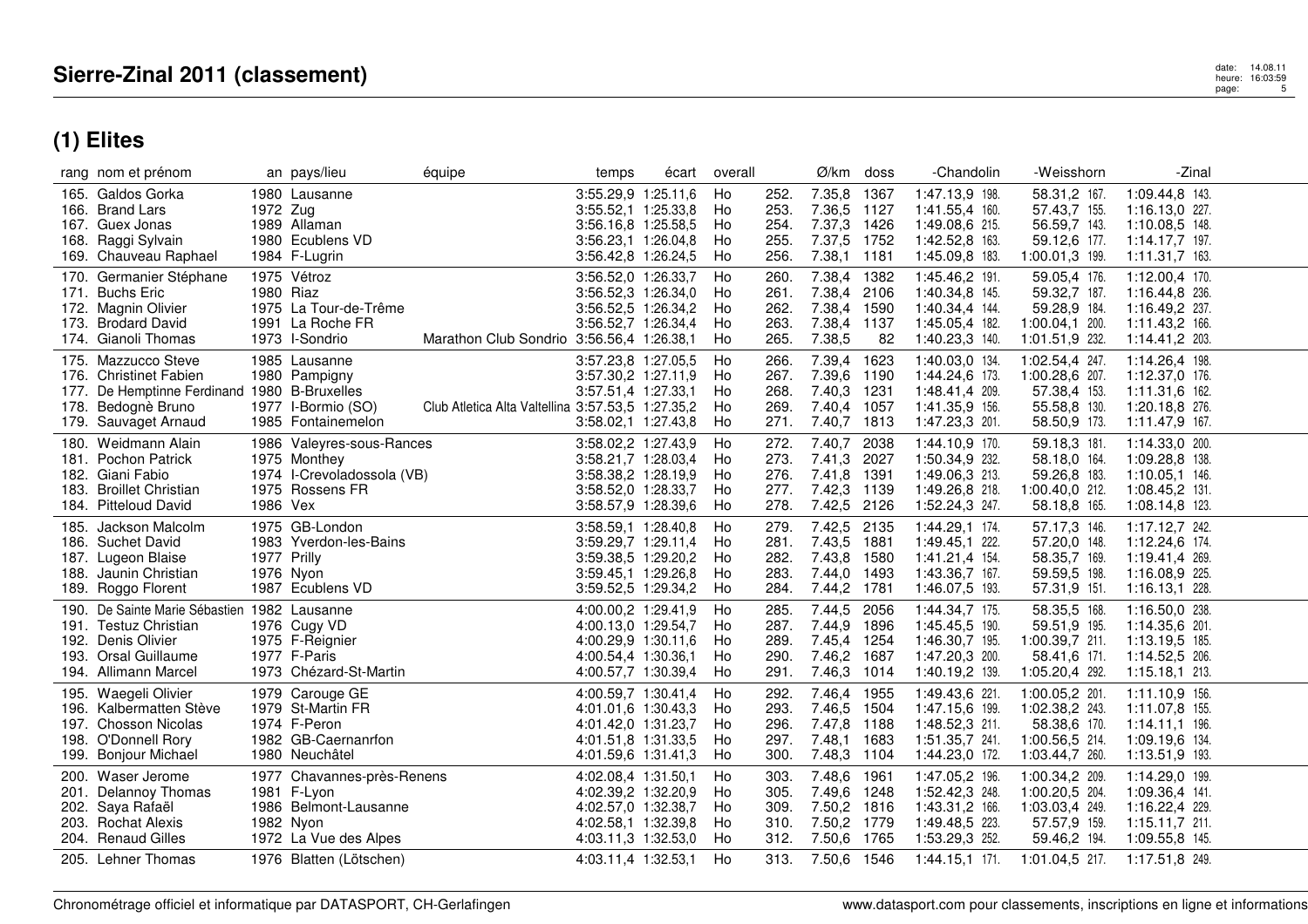# Sierre-Zinal 2011 (classement)

## (1) Elites

| rang | nom et prénom | an | pays/lieu | équipe | temps | écart | overall | | Ø/km | doss | -Chandolin | -Weisshorn | -Zinal |
|---|---|---|---|---|---|---|---|---|---|---|---|---|---|
| 165. | Galdos Gorka | 1980 | Lausanne | | 3:55.29,9 | 1:25.11,6 | Ho | 252. | 7.35,8 | 1367 | 1:47.13,9 198. | 58.31,2 167. | 1:09.44,8 143. |
| 166. | Brand Lars | 1972 | Zug | | 3:55.52,1 | 1:25.33,8 | Ho | 253. | 7.36,5 | 1127 | 1:41.55,4 160. | 57.43,7 155. | 1:16.13,0 227. |
| 167. | Guex Jonas | 1989 | Allaman | | 3:56.16,8 | 1:25.58,5 | Ho | 254. | 7.37,3 | 1426 | 1:49.08,6 215. | 56.59,7 143. | 1:10.08,5 148. |
| 168. | Raggi Sylvain | 1980 | Ecublens VD | | 3:56.23,1 | 1:26.04,8 | Ho | 255. | 7.37,5 | 1752 | 1:42.52,8 163. | 59.12,6 177. | 1:14.17,7 197. |
| 169. | Chauveau Raphael | 1984 | F-Lugrin | | 3:56.42,8 | 1:26.24,5 | Ho | 256. | 7.38,1 | 1181 | 1:45.09,8 183. | 1:00.01,3 199. | 1:11.31,7 163. |
| 170. | Germanier Stéphane | 1975 | Vétroz | | 3:56.52,0 | 1:26.33,7 | Ho | 260. | 7.38,4 | 1382 | 1:45.46,2 191. | 59.05,4 176. | 1:12.00,4 170. |
| 171. | Buchs Eric | 1980 | Riaz | | 3:56.52,3 | 1:26.34,0 | Ho | 261. | 7.38,4 | 2106 | 1:40.34,8 145. | 59.32,7 187. | 1:16.44,8 236. |
| 172. | Magnin Olivier | 1975 | La Tour-de-Trême | | 3:56.52,5 | 1:26.34,2 | Ho | 262. | 7.38,4 | 1590 | 1:40.34,4 144. | 59.28,9 184. | 1:16.49,2 237. |
| 173. | Brodard David | 1991 | La Roche FR | | 3:56.52,7 | 1:26.34,4 | Ho | 263. | 7.38,4 | 1137 | 1:45.05,4 182. | 1:00.04,1 200. | 1:11.43,2 166. |
| 174. | Gianoli Thomas | 1973 | I-Sondrio | Marathon Club Sondrio | 3:56.56,4 | 1:26.38,1 | Ho | 265. | 7.38,5 | 82 | 1:40.23,3 140. | 1:01.51,9 232. | 1:14.41,2 203. |
| 175. | Mazzucco Steve | 1985 | Lausanne | | 3:57.23,8 | 1:27.05,5 | Ho | 266. | 7.39,4 | 1623 | 1:40.03,0 134. | 1:02.54,4 247. | 1:14.26,4 198. |
| 176. | Christinet Fabien | 1980 | Pampigny | | 3:57.30,2 | 1:27.11,9 | Ho | 267. | 7.39,6 | 1190 | 1:44.24,6 173. | 1:00.28,6 207. | 1:12.37,0 176. |
| 177. | De Hemptinne Ferdinand | 1980 | B-Bruxelles | | 3:57.51,4 | 1:27.33,1 | Ho | 268. | 7.40,3 | 1231 | 1:48.41,4 209. | 57.38,4 153. | 1:11.31,6 162. |
| 178. | Bedognè Bruno | 1977 | I-Bormio (SO) | Club Atletica Alta Valtellina | 3:57.53,5 | 1:27.35,2 | Ho | 269. | 7.40,4 | 1057 | 1:41.35,9 156. | 55.58,8 130. | 1:20.18,8 276. |
| 179. | Sauvaget Arnaud | 1985 | Fontainemelon | | 3:58.02,1 | 1:27.43,8 | Ho | 271. | 7.40,7 | 1813 | 1:47.23,3 201. | 58.50,9 173. | 1:11.47,9 167. |
| 180. | Weidmann Alain | 1986 | Valeyres-sous-Rances | | 3:58.02,2 | 1:27.43,9 | Ho | 272. | 7.40,7 | 2038 | 1:44.10,9 170. | 59.18,3 181. | 1:14.33,0 200. |
| 181. | Pochon Patrick | 1975 | Monthey | | 3:58.21,7 | 1:28.03,4 | Ho | 273. | 7.41,3 | 2027 | 1:50.34,9 232. | 58.18,0 164. | 1:09.28,8 138. |
| 182. | Giani Fabio | 1974 | I-Crevoladossola (VB) | | 3:58.38,2 | 1:28.19,9 | Ho | 276. | 7.41,8 | 1391 | 1:49.06,3 213. | 59.26,8 183. | 1:10.05,1 146. |
| 183. | Broillet Christian | 1975 | Rossens FR | | 3:58.52,0 | 1:28.33,7 | Ho | 277. | 7.42,3 | 1139 | 1:49.26,8 218. | 1:00.40,0 212. | 1:08.45,2 131. |
| 184. | Pitteloud David | 1986 | Vex | | 3:58.57,9 | 1:28.39,6 | Ho | 278. | 7.42,5 | 2126 | 1:52.24,3 247. | 58.18,8 165. | 1:08.14,8 123. |
| 185. | Jackson Malcolm | 1975 | GB-London | | 3:58.59,1 | 1:28.40,8 | Ho | 279. | 7.42,5 | 2135 | 1:44.29,1 174. | 57.17,3 146. | 1:17.12,7 242. |
| 186. | Suchet David | 1983 | Yverdon-les-Bains | | 3:59.29,7 | 1:29.11,4 | Ho | 281. | 7.43,5 | 1881 | 1:49.45,1 222. | 57.20,0 148. | 1:12.24,6 174. |
| 187. | Lugeon Blaise | 1977 | Prilly | | 3:59.38,5 | 1:29.20,2 | Ho | 282. | 7.43,8 | 1580 | 1:41.21,4 154. | 58.35,7 169. | 1:19.41,4 269. |
| 188. | Jaunin Christian | 1976 | Nyon | | 3:59.45,1 | 1:29.26,8 | Ho | 283. | 7.44,0 | 1493 | 1:43.36,7 167. | 59.59,5 198. | 1:16.08,9 225. |
| 189. | Roggo Florent | 1987 | Ecublens VD | | 3:59.52,5 | 1:29.34,2 | Ho | 284. | 7.44,2 | 1781 | 1:46.07,5 193. | 57.31,9 151. | 1:16.13,1 228. |
| 190. | De Sainte Marie Sébastien | 1982 | Lausanne | | 4:00.00,2 | 1:29.41,9 | Ho | 285. | 7.44,5 | 2056 | 1:44.34,7 175. | 58.35,5 168. | 1:16.50,0 238. |
| 191. | Testuz Christian | 1976 | Cugy VD | | 4:00.13,0 | 1:29.54,7 | Ho | 287. | 7.44,9 | 1896 | 1:45.45,5 190. | 59.51,9 195. | 1:14.35,6 201. |
| 192. | Denis Olivier | 1975 | F-Reignier | | 4:00.29,9 | 1:30.11,6 | Ho | 289. | 7.45,4 | 1254 | 1:46.30,7 195. | 1:00.39,7 211. | 1:13.19,5 185. |
| 193. | Orsal Guillaume | 1977 | F-Paris | | 4:00.54,4 | 1:30.36,1 | Ho | 290. | 7.46,2 | 1687 | 1:47.20,3 200. | 58.41,6 171. | 1:14.52,5 206. |
| 194. | Allimann Marcel | 1973 | Chézard-St-Martin | | 4:00.57,7 | 1:30.39,4 | Ho | 291. | 7.46,3 | 1014 | 1:40.19,2 139. | 1:05.20,4 292. | 1:15.18,1 213. |
| 195. | Waegeli Olivier | 1979 | Carouge GE | | 4:00.59,7 | 1:30.41,4 | Ho | 292. | 7.46,4 | 1955 | 1:49.43,6 221. | 1:00.05,2 201. | 1:11.10,9 156. |
| 196. | Kalbermatten Stève | 1979 | St-Martin FR | | 4:01.01,6 | 1:30.43,3 | Ho | 293. | 7.46,5 | 1504 | 1:47.15,6 199. | 1:02.38,2 243. | 1:11.07,8 155. |
| 197. | Chosson Nicolas | 1974 | F-Peron | | 4:01.42,0 | 1:31.23,7 | Ho | 296. | 7.47,8 | 1188 | 1:48.52,3 211. | 58.38,6 170. | 1:14.11,1 196. |
| 198. | O'Donnell Rory | 1982 | GB-Caernanrfon | | 4:01.51,8 | 1:31.33,5 | Ho | 297. | 7.48,1 | 1683 | 1:51.35,7 241. | 1:00.56,5 214. | 1:09.19,6 134. |
| 199. | Bonjour Michael | 1980 | Neuchâtel | | 4:01.59,6 | 1:31.41,3 | Ho | 300. | 7.48,3 | 1104 | 1:44.23,0 172. | 1:03.44,7 260. | 1:13.51,9 193. |
| 200. | Waser Jerome | 1977 | Chavannes-près-Renens | | 4:02.08,4 | 1:31.50,1 | Ho | 303. | 7.48,6 | 1961 | 1:47.05,2 196. | 1:00.34,2 209. | 1:14.29,0 199. |
| 201. | Delannoy Thomas | 1981 | F-Lyon | | 4:02.39,2 | 1:32.20,9 | Ho | 305. | 7.49,6 | 1248 | 1:52.42,3 248. | 1:00.20,5 204. | 1:09.36,4 141. |
| 202. | Saya Rafaël | 1986 | Belmont-Lausanne | | 4:02.57,0 | 1:32.38,7 | Ho | 309. | 7.50,2 | 1816 | 1:43.31,2 166. | 1:03.03,4 249. | 1:16.22,4 229. |
| 203. | Rochat Alexis | 1982 | Nyon | | 4:02.58,1 | 1:32.39,8 | Ho | 310. | 7.50,2 | 1779 | 1:49.48,5 223. | 57.57,9 159. | 1:15.11,7 211. |
| 204. | Renaud Gilles | 1972 | La Vue des Alpes | | 4:03.11,3 | 1:32.53,0 | Ho | 312. | 7.50,6 | 1765 | 1:53.29,3 252. | 59.46,2 194. | 1:09.55,8 145. |
| 205. | Lehner Thomas | 1976 | Blatten (Lötschen) | | 4:03.11,4 | 1:32.53,1 | Ho | 313. | 7.50,6 | 1546 | 1:44.15,1 171. | 1:01.04,5 217. | 1:17.51,8 249. |

Chronométrage officiel et informatique par DATASPORT, CH-Gerlafingen — www.datasport.com pour classements, inscriptions en ligne et informations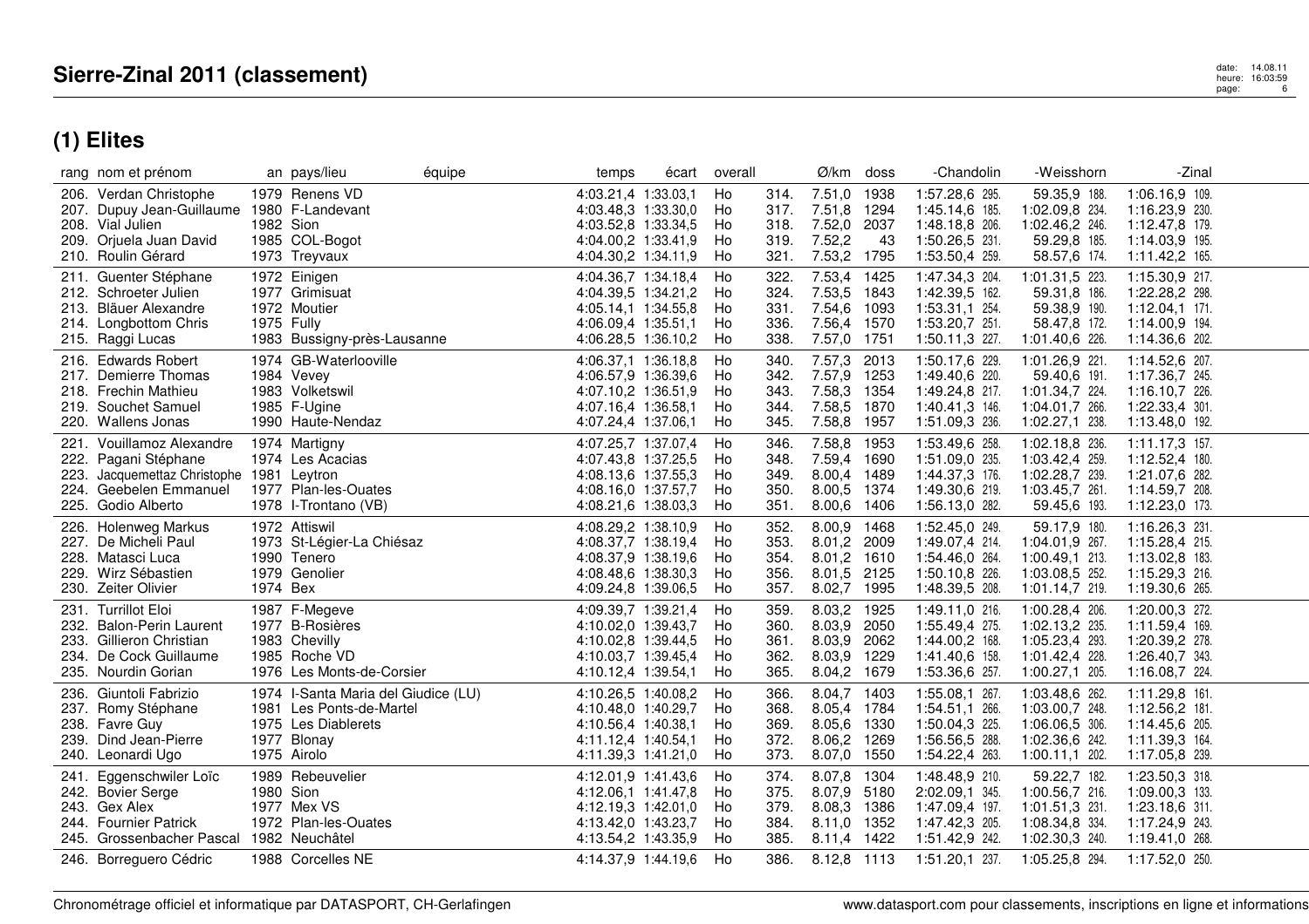# Sierre-Zinal 2011 (classement)

## (1) Elites

| rang | nom et prénom | an | pays/lieu | équipe | temps | écart | overall | | Ø/km | doss | -Chandolin | | -Weisshorn | | -Zinal | |
|---|---|---|---|---|---|---|---|---|---|---|---|---|---|---|---|---|
| 206. | Verdan Christophe | 1979 | Renens VD | | 4:03.21,4 | 1:33.03,1 | Ho | 314. | 7.51,0 | 1938 | 1:57.28,6 | 295. | 59.35,9 | 188. | 1:06.16,9 | 109. |
| 207. | Dupuy Jean-Guillaume | 1980 | F-Landevant | | 4:03.48,3 | 1:33.30,0 | Ho | 317. | 7.51,8 | 1294 | 1:45.14,6 | 185. | 1:02.09,8 | 234. | 1:16.23,9 | 230. |
| 208. | Vial Julien | 1982 | Sion | | 4:03.52,8 | 1:33.34,5 | Ho | 318. | 7.52,0 | 2037 | 1:48.18,8 | 206. | 1:02.46,2 | 246. | 1:12.47,8 | 179. |
| 209. | Orjuela Juan David | 1985 | COL-Bogot | | 4:04.00,2 | 1:33.41,9 | Ho | 319. | 7.52,2 | 43 | 1:50.26,5 | 231. | 59.29,8 | 185. | 1:14.03,9 | 195. |
| 210. | Roulin Gérard | 1973 | Treyvaux | | 4:04.30,2 | 1:34.11,9 | Ho | 321. | 7.53,2 | 1795 | 1:53.50,4 | 259. | 58.57,6 | 174. | 1:11.42,2 | 165. |
| 211. | Guenter Stéphane | 1972 | Einigen | | 4:04.36,7 | 1:34.18,4 | Ho | 322. | 7.53,4 | 1425 | 1:47.34,3 | 204. | 1:01.31,5 | 223. | 1:15.30,9 | 217. |
| 212. | Schroeter Julien | 1977 | Grimisuat | | 4:04.39,5 | 1:34.21,2 | Ho | 324. | 7.53,5 | 1843 | 1:42.39,5 | 162. | 59.31,8 | 186. | 1:22.28,2 | 298. |
| 213. | Bläuer Alexandre | 1972 | Moutier | | 4:05.14,1 | 1:34.55,8 | Ho | 331. | 7.54,6 | 1093 | 1:53.31,1 | 254. | 59.38,9 | 190. | 1:12.04,1 | 171. |
| 214. | Longbottom Chris | 1975 | Fully | | 4:06.09,4 | 1:35.51,1 | Ho | 336. | 7.56,4 | 1570 | 1:53.20,7 | 251. | 58.47,8 | 172. | 1:14.00,9 | 194. |
| 215. | Raggi Lucas | 1983 | Bussigny-près-Lausanne | | 4:06.28,5 | 1:36.10,2 | Ho | 338. | 7.57,0 | 1751 | 1:50.11,3 | 227. | 1:01.40,6 | 226. | 1:14.36,6 | 202. |
| 216. | Edwards Robert | 1974 | GB-Waterlooville | | 4:06.37,1 | 1:36.18,8 | Ho | 340. | 7.57,3 | 2013 | 1:50.17,6 | 229. | 1:01.26,9 | 221. | 1:14.52,6 | 207. |
| 217. | Demierre Thomas | 1984 | Vevey | | 4:06.57,9 | 1:36.39,6 | Ho | 342. | 7.57,9 | 1253 | 1:49.40,6 | 220. | 59.40,6 | 191. | 1:17.36,7 | 245. |
| 218. | Frechin Mathieu | 1983 | Volketswil | | 4:07.10,2 | 1:36.51,9 | Ho | 343. | 7.58,3 | 1354 | 1:49.24,8 | 217. | 1:01.34,7 | 224. | 1:16.10,7 | 226. |
| 219. | Souchet Samuel | 1985 | F-Ugine | | 4:07.16,4 | 1:36.58,1 | Ho | 344. | 7.58,5 | 1870 | 1:40.41,3 | 146. | 1:04.01,7 | 266. | 1:22.33,4 | 301. |
| 220. | Wallens Jonas | 1990 | Haute-Nendaz | | 4:07.24,4 | 1:37.06,1 | Ho | 345. | 7.58,8 | 1957 | 1:51.09,3 | 236. | 1:02.27,1 | 238. | 1:13.48,0 | 192. |
| 221. | Vouillamoz Alexandre | 1974 | Martigny | | 4:07.25,7 | 1:37.07,4 | Ho | 346. | 7.58,8 | 1953 | 1:53.49,6 | 258. | 1:02.18,8 | 236. | 1:11.17,3 | 157. |
| 222. | Pagani Stéphane | 1974 | Les Acacias | | 4:07.43,8 | 1:37.25,5 | Ho | 348. | 7.59,4 | 1690 | 1:51.09,0 | 235. | 1:03.42,4 | 259. | 1:12.52,4 | 180. |
| 223. | Jacquemettaz Christophe | 1981 | Leytron | | 4:08.13,6 | 1:37.55,3 | Ho | 349. | 8.00,4 | 1489 | 1:44.37,3 | 176. | 1:02.28,7 | 239. | 1:21.07,6 | 282. |
| 224. | Geebelen Emmanuel | 1977 | Plan-les-Ouates | | 4:08.16,0 | 1:37.57,7 | Ho | 350. | 8.00,5 | 1374 | 1:49.30,6 | 219. | 1:03.45,7 | 261. | 1:14.59,7 | 208. |
| 225. | Godio Alberto | 1978 | I-Trontano (VB) | | 4:08.21,6 | 1:38.03,3 | Ho | 351. | 8.00,6 | 1406 | 1:56.13,0 | 282. | 59.45,6 | 193. | 1:12.23,0 | 173. |
| 226. | Holenweg Markus | 1972 | Attiswil | | 4:08.29,2 | 1:38.10,9 | Ho | 352. | 8.00,9 | 1468 | 1:52.45,0 | 249. | 59.17,9 | 180. | 1:16.26,3 | 231. |
| 227. | De Micheli Paul | 1973 | St-Légier-La Chiésaz | | 4:08.37,7 | 1:38.19,4 | Ho | 353. | 8.01,2 | 2009 | 1:49.07,4 | 214. | 1:04.01,9 | 267. | 1:15.28,4 | 215. |
| 228. | Matasci Luca | 1990 | Tenero | | 4:08.37,9 | 1:38.19,6 | Ho | 354. | 8.01,2 | 1610 | 1:54.46,0 | 264. | 1:00.49,1 | 213. | 1:13.02,8 | 183. |
| 229. | Wirz Sébastien | 1979 | Genolier | | 4:08.48,6 | 1:38.30,3 | Ho | 356. | 8.01,5 | 2125 | 1:50.10,8 | 226. | 1:03.08,5 | 252. | 1:15.29,3 | 216. |
| 230. | Zeiter Olivier | 1974 | Bex | | 4:09.24,8 | 1:39.06,5 | Ho | 357. | 8.02,7 | 1995 | 1:48.39,5 | 208. | 1:01.14,7 | 219. | 1:19.30,6 | 265. |
| 231. | Turrillot Eloi | 1987 | F-Megeve | | 4:09.39,7 | 1:39.21,4 | Ho | 359. | 8.03,2 | 1925 | 1:49.11,0 | 216. | 1:00.28,4 | 206. | 1:20.00,3 | 272. |
| 232. | Balon-Perin Laurent | 1977 | B-Rosières | | 4:10.02,0 | 1:39.43,7 | Ho | 360. | 8.03,9 | 2050 | 1:55.49,4 | 275. | 1:02.13,2 | 235. | 1:11.59,4 | 169. |
| 233. | Gillieron Christian | 1983 | Chevilly | | 4:10.02,8 | 1:39.44,5 | Ho | 361. | 8.03,9 | 2062 | 1:44.00,2 | 168. | 1:05.23,4 | 293. | 1:20.39,2 | 278. |
| 234. | De Cock Guillaume | 1985 | Roche VD | | 4:10.03,7 | 1:39.45,4 | Ho | 362. | 8.03,9 | 1229 | 1:41.40,6 | 158. | 1:01.42,4 | 228. | 1:26.40,7 | 343. |
| 235. | Nourdin Gorian | 1976 | Les Monts-de-Corsier | | 4:10.12,4 | 1:39.54,1 | Ho | 365. | 8.04,2 | 1679 | 1:53.36,6 | 257. | 1:00.27,1 | 205. | 1:16.08,7 | 224. |
| 236. | Giuntoli Fabrizio | 1974 | I-Santa Maria del Giudice (LU) | | 4:10.26,5 | 1:40.08,2 | Ho | 366. | 8.04,7 | 1403 | 1:55.08,1 | 267. | 1:03.48,6 | 262. | 1:11.29,8 | 161. |
| 237. | Romy Stéphane | 1981 | Les Ponts-de-Martel | | 4:10.48,0 | 1:40.29,7 | Ho | 368. | 8.05,4 | 1784 | 1:54.51,1 | 266. | 1:03.00,7 | 248. | 1:12.56,2 | 181. |
| 238. | Favre Guy | 1975 | Les Diablerets | | 4:10.56,4 | 1:40.38,1 | Ho | 369. | 8.05,6 | 1330 | 1:50.04,3 | 225. | 1:06.06,5 | 306. | 1:14.45,6 | 205. |
| 239. | Dind Jean-Pierre | 1977 | Blonay | | 4:11.12,4 | 1:40.54,1 | Ho | 372. | 8.06,2 | 1269 | 1:56.56,5 | 288. | 1:02.36,6 | 242. | 1:11.39,3 | 164. |
| 240. | Leonardi Ugo | 1975 | Airolo | | 4:11.39,3 | 1:41.21,0 | Ho | 373. | 8.07,0 | 1550 | 1:54.22,4 | 263. | 1:00.11,1 | 202. | 1:17.05,8 | 239. |
| 241. | Eggenschwiler Loïc | 1989 | Rebeuvelier | | 4:12.01,9 | 1:41.43,6 | Ho | 374. | 8.07,8 | 1304 | 1:48.48,9 | 210. | 59.22,7 | 182. | 1:23.50,3 | 318. |
| 242. | Bovier Serge | 1980 | Sion | | 4:12.06,1 | 1:41.47,8 | Ho | 375. | 8.07,9 | 5180 | 2:02.09,1 | 345. | 1:00.56,7 | 216. | 1:09.00,3 | 133. |
| 243. | Gex Alex | 1977 | Mex VS | | 4:12.19,3 | 1:42.01,0 | Ho | 379. | 8.08,3 | 1386 | 1:47.09,4 | 197. | 1:01.51,3 | 231. | 1:23.18,6 | 311. |
| 244. | Fournier Patrick | 1972 | Plan-les-Ouates | | 4:13.42,0 | 1:43.23,7 | Ho | 384. | 8.11,0 | 1352 | 1:47.42,3 | 205. | 1:08.34,8 | 334. | 1:17.24,9 | 243. |
| 245. | Grossenbacher Pascal | 1982 | Neuchâtel | | 4:13.54,2 | 1:43.35,9 | Ho | 385. | 8.11,4 | 1422 | 1:51.42,9 | 242. | 1:02.30,3 | 240. | 1:19.41,0 | 268. |
| 246. | Borreguero Cédric | 1988 | Corcelles NE | | 4:14.37,9 | 1:44.19,6 | Ho | 386. | 8.12,8 | 1113 | 1:51.20,1 | 237. | 1:05.25,8 | 294. | 1:17.52,0 | 250. |

Chronométrage officiel et informatique par DATASPORT, CH-Gerlafingen

www.datasport.com pour classements, inscriptions en ligne et informations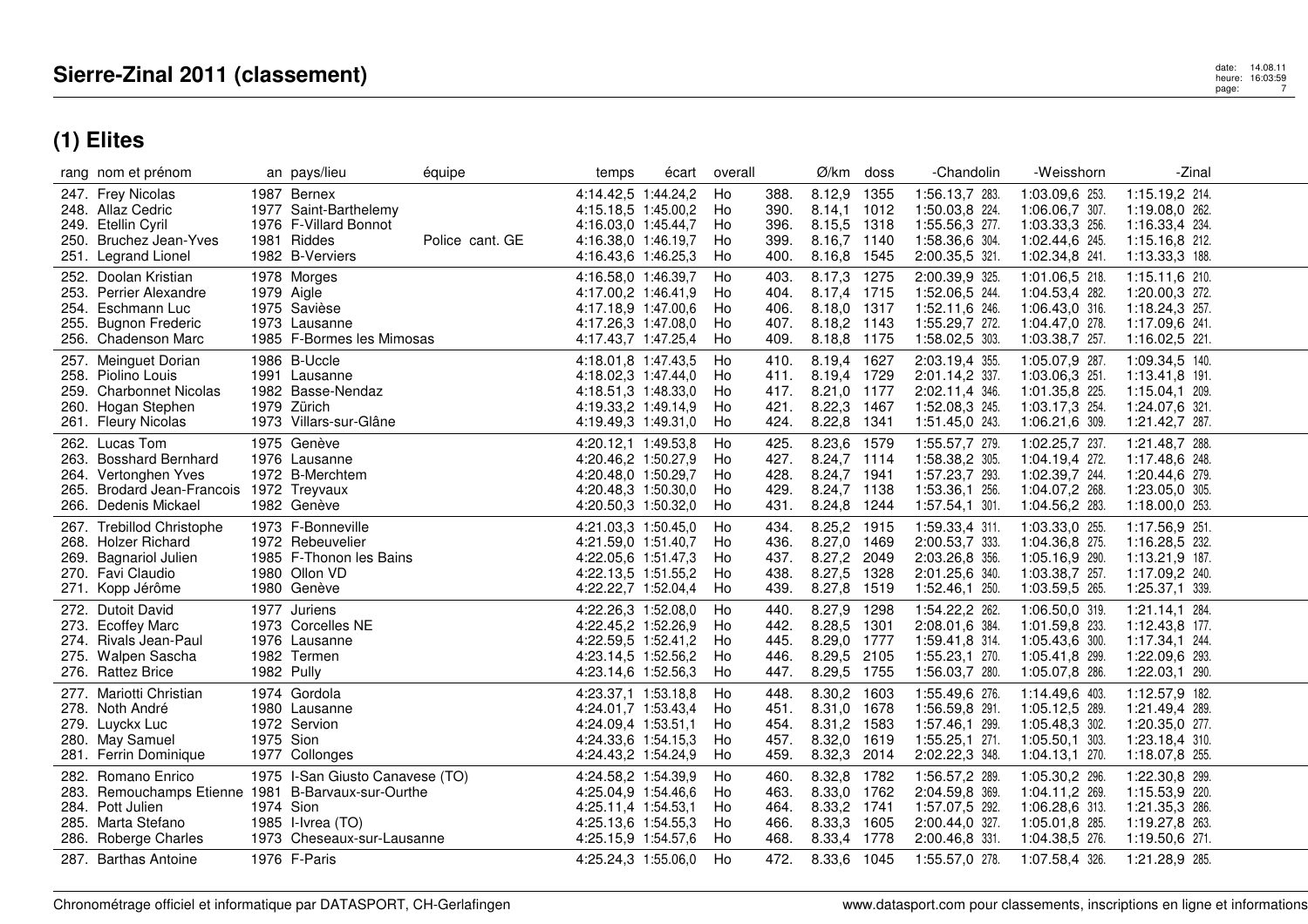# Sierre-Zinal 2011 (classement)

## (1) Elites

| rang | nom et prénom | an | pays/lieu | équipe | temps | écart | overall | | Ø/km | doss | -Chandolin | | -Weisshorn | | -Zinal | |
|---|---|---|---|---|---|---|---|---|---|---|---|---|---|---|---|---|
| 247. | Frey Nicolas | 1987 | Bernex | | 4:14.42,5 | 1:44.24,2 | Ho | 388. | 8.12,9 | 1355 | 1:56.13,7 | 283. | 1:03.09,6 | 253. | 1:15.19,2 | 214. |
| 248. | Allaz Cedric | 1977 | Saint-Barthelemy | | 4:15.18,5 | 1:45.00,2 | Ho | 390. | 8.14,1 | 1012 | 1:50.03,8 | 224. | 1:06.06,7 | 307. | 1:19.08,0 | 262. |
| 249. | Etellin Cyril | 1976 | F-Villard Bonnot | | 4:16.03,0 | 1:45.44,7 | Ho | 396. | 8.15,5 | 1318 | 1:55.56,3 | 277. | 1:03.33,3 | 256. | 1:16.33,4 | 234. |
| 250. | Bruchez Jean-Yves | 1981 | Riddes | Police cant. GE | 4:16.38,0 | 1:46.19,7 | Ho | 399. | 8.16,7 | 1140 | 1:58.36,6 | 304. | 1:02.44,6 | 245. | 1:15.16,8 | 212. |
| 251. | Legrand Lionel | 1982 | B-Verviers | | 4:16.43,6 | 1:46.25,3 | Ho | 400. | 8.16,8 | 1545 | 2:00.35,5 | 321. | 1:02.34,8 | 241. | 1:13.33,3 | 188. |
| 252. | Doolan Kristian | 1978 | Morges | | 4:16.58,0 | 1:46.39,7 | Ho | 403. | 8.17,3 | 1275 | 2:00.39,9 | 325. | 1:01.06,5 | 218. | 1:15.11,6 | 210. |
| 253. | Perrier Alexandre | 1979 | Aigle | | 4:17.00,2 | 1:46.41,9 | Ho | 404. | 8.17,4 | 1715 | 1:52.06,5 | 244. | 1:04.53,4 | 282. | 1:20.00,3 | 272. |
| 254. | Eschmann Luc | 1975 | Savièse | | 4:17.18,9 | 1:47.00,6 | Ho | 406. | 8.18,0 | 1317 | 1:52.11,6 | 246. | 1:06.43,0 | 316. | 1:18.24,3 | 257. |
| 255. | Bugnon Frederic | 1973 | Lausanne | | 4:17.26,3 | 1:47.08,0 | Ho | 407. | 8.18,2 | 1143 | 1:55.29,7 | 272. | 1:04.47,0 | 278. | 1:17.09,6 | 241. |
| 256. | Chadenson Marc | 1985 | F-Bormes les Mimosas | | 4:17.43,7 | 1:47.25,4 | Ho | 409. | 8.18,8 | 1175 | 1:58.02,5 | 303. | 1:03.38,7 | 257. | 1:16.02,5 | 221. |
| 257. | Meinguet Dorian | 1986 | B-Uccle | | 4:18.01,8 | 1:47.43,5 | Ho | 410. | 8.19,4 | 1627 | 2:03.19,4 | 355. | 1:05.07,9 | 287. | 1:09.34,5 | 140. |
| 258. | Piolino Louis | 1991 | Lausanne | | 4:18.02,3 | 1:47.44,0 | Ho | 411. | 8.19,4 | 1729 | 2:01.14,2 | 337. | 1:03.06,3 | 251. | 1:13.41,8 | 191. |
| 259. | Charbonnet Nicolas | 1982 | Basse-Nendaz | | 4:18.51,3 | 1:48.33,0 | Ho | 417. | 8.21,0 | 1177 | 2:02.11,4 | 346. | 1:01.35,8 | 225. | 1:15.04,1 | 209. |
| 260. | Hogan Stephen | 1979 | Zürich | | 4:19.33,2 | 1:49.14,9 | Ho | 421. | 8.22,3 | 1467 | 1:52.08,3 | 245. | 1:03.17,3 | 254. | 1:24.07,6 | 321. |
| 261. | Fleury Nicolas | 1973 | Villars-sur-Glâne | | 4:19.49,3 | 1:49.31,0 | Ho | 424. | 8.22,8 | 1341 | 1:51.45,0 | 243. | 1:06.21,6 | 309. | 1:21.42,7 | 287. |
| 262. | Lucas Tom | 1975 | Genève | | 4:20.12,1 | 1:49.53,8 | Ho | 425. | 8.23,6 | 1579 | 1:55.57,7 | 279. | 1:02.25,7 | 237. | 1:21.48,7 | 288. |
| 263. | Bosshard Bernhard | 1976 | Lausanne | | 4:20.46,2 | 1:50.27,9 | Ho | 427. | 8.24,7 | 1114 | 1:58.38,2 | 305. | 1:04.19,4 | 272. | 1:17.48,6 | 248. |
| 264. | Vertonghen Yves | 1972 | B-Merchtem | | 4:20.48,0 | 1:50.29,7 | Ho | 428. | 8.24,7 | 1941 | 1:57.23,7 | 293. | 1:02.39,7 | 244. | 1:20.44,6 | 279. |
| 265. | Brodard Jean-Francois | 1972 | Treyvaux | | 4:20.48,3 | 1:50.30,0 | Ho | 429. | 8.24,7 | 1138 | 1:53.36,1 | 256. | 1:04.07,2 | 268. | 1:23.05,0 | 305. |
| 266. | Dedenis Mickael | 1982 | Genève | | 4:20.50,3 | 1:50.32,0 | Ho | 431. | 8.24,8 | 1244 | 1:57.54,1 | 301. | 1:04.56,2 | 283. | 1:18.00,0 | 253. |
| 267. | Trebillod Christophe | 1973 | F-Bonneville | | 4:21.03,3 | 1:50.45,0 | Ho | 434. | 8.25,2 | 1915 | 1:59.33,4 | 311. | 1:03.33,0 | 255. | 1:17.56,9 | 251. |
| 268. | Holzer Richard | 1972 | Rebeuvelier | | 4:21.59,0 | 1:51.40,7 | Ho | 436. | 8.27,0 | 1469 | 2:00.53,7 | 333. | 1:04.36,8 | 275. | 1:16.28,5 | 232. |
| 269. | Bagnariol Julien | 1985 | F-Thonon les Bains | | 4:22.05,6 | 1:51.47,3 | Ho | 437. | 8.27,2 | 2049 | 2:03.26,8 | 356. | 1:05.16,9 | 290. | 1:13.21,9 | 187. |
| 270. | Favi Claudio | 1980 | Ollon VD | | 4:22.13,5 | 1:51.55,2 | Ho | 438. | 8.27,5 | 1328 | 2:01.25,6 | 340. | 1:03.38,7 | 257. | 1:17.09,2 | 240. |
| 271. | Kopp Jérôme | 1980 | Genève | | 4:22.22,7 | 1:52.04,4 | Ho | 439. | 8.27,8 | 1519 | 1:52.46,1 | 250. | 1:03.59,5 | 265. | 1:25.37,1 | 339. |
| 272. | Dutoit David | 1977 | Juriens | | 4:22.26,3 | 1:52.08,0 | Ho | 440. | 8.27,9 | 1298 | 1:54.22,2 | 262. | 1:06.50,0 | 319. | 1:21.14,1 | 284. |
| 273. | Ecoffey Marc | 1973 | Corcelles NE | | 4:22.45,2 | 1:52.26,9 | Ho | 442. | 8.28,5 | 1301 | 2:08.01,6 | 384. | 1:01.59,8 | 233. | 1:12.43,8 | 177. |
| 274. | Rivals Jean-Paul | 1976 | Lausanne | | 4:22.59,5 | 1:52.41,2 | Ho | 445. | 8.29,0 | 1777 | 1:59.41,8 | 314. | 1:05.43,6 | 300. | 1:17.34,1 | 244. |
| 275. | Walpen Sascha | 1982 | Termen | | 4:23.14,5 | 1:52.56,2 | Ho | 446. | 8.29,5 | 2105 | 1:55.23,1 | 270. | 1:05.41,8 | 299. | 1:22.09,6 | 293. |
| 276. | Rattez Brice | 1982 | Pully | | 4:23.14,6 | 1:52.56,3 | Ho | 447. | 8.29,5 | 1755 | 1:56.03,7 | 280. | 1:05.07,8 | 286. | 1:22.03,1 | 290. |
| 277. | Mariotti Christian | 1974 | Gordola | | 4:23.37,1 | 1:53.18,8 | Ho | 448. | 8.30,2 | 1603 | 1:55.49,6 | 276. | 1:14.49,6 | 403. | 1:12.57,9 | 182. |
| 278. | Noth André | 1980 | Lausanne | | 4:24.01,7 | 1:53.43,4 | Ho | 451. | 8.31,0 | 1678 | 1:56.59,8 | 291. | 1:05.12,5 | 289. | 1:21.49,4 | 289. |
| 279. | Luyckx Luc | 1972 | Servion | | 4:24.09,4 | 1:53.51,1 | Ho | 454. | 8.31,2 | 1583 | 1:57.46,1 | 299. | 1:05.48,3 | 302. | 1:20.35,0 | 277. |
| 280. | May Samuel | 1975 | Sion | | 4:24.33,6 | 1:54.15,3 | Ho | 457. | 8.32,0 | 1619 | 1:55.25,1 | 271. | 1:05.50,1 | 303. | 1:23.18,4 | 310. |
| 281. | Ferrin Dominique | 1977 | Collonges | | 4:24.43,2 | 1:54.24,9 | Ho | 459. | 8.32,3 | 2014 | 2:02.22,3 | 348. | 1:04.13,1 | 270. | 1:18.07,8 | 255. |
| 282. | Romano Enrico | 1975 | I-San Giusto Canavese (TO) | | 4:24.58,2 | 1:54.39,9 | Ho | 460. | 8.32,8 | 1782 | 1:56.57,2 | 289. | 1:05.30,2 | 296. | 1:22.30,8 | 299. |
| 283. | Remouchamps Etienne | 1981 | B-Barvaux-sur-Ourthe | | 4:25.04,9 | 1:54.46,6 | Ho | 463. | 8.33,0 | 1762 | 2:04.59,8 | 369. | 1:04.11,2 | 269. | 1:15.53,9 | 220. |
| 284. | Pott Julien | 1974 | Sion | | 4:25.11,4 | 1:54.53,1 | Ho | 464. | 8.33,2 | 1741 | 1:57.07,5 | 292. | 1:06.28,6 | 313. | 1:21.35,3 | 286. |
| 285. | Marta Stefano | 1985 | I-Ivrea (TO) | | 4:25.13,6 | 1:54.55,3 | Ho | 466. | 8.33,3 | 1605 | 2:00.44,0 | 327. | 1:05.01,8 | 285. | 1:19.27,8 | 263. |
| 286. | Roberge Charles | 1973 | Cheseaux-sur-Lausanne | | 4:25.15,9 | 1:54.57,6 | Ho | 468. | 8.33,4 | 1778 | 2:00.46,8 | 331. | 1:04.38,5 | 276. | 1:19.50,6 | 271. |
| 287. | Barthas Antoine | 1976 | F-Paris | | 4:25.24,3 | 1:55.06,0 | Ho | 472. | 8.33,6 | 1045 | 1:55.57,0 | 278. | 1:07.58,4 | 326. | 1:21.28,9 | 285. |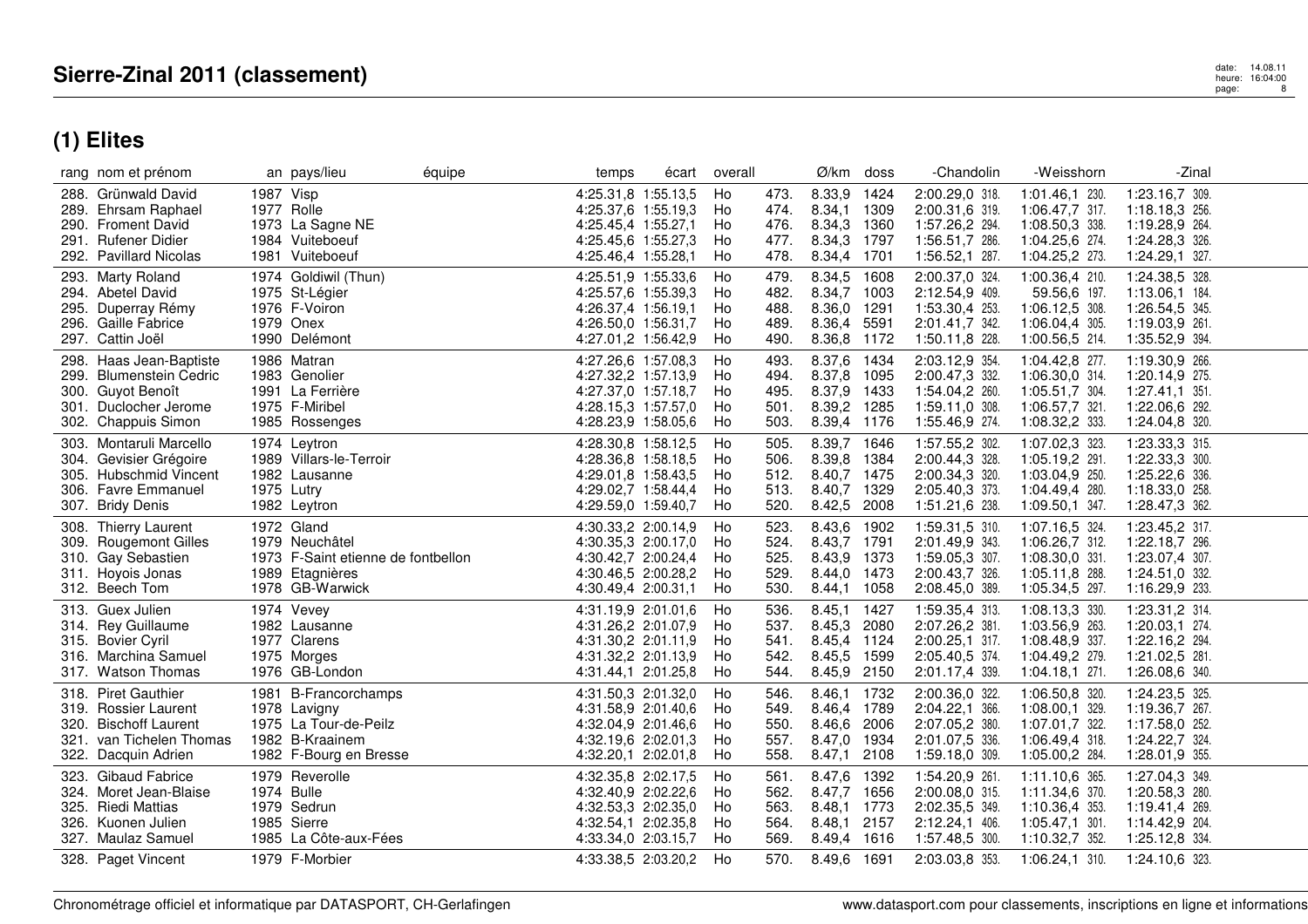# Sierre-Zinal 2011 (classement)

## (1) Elites

| rang | nom et prénom | an | pays/lieu | équipe | temps | écart | overall | | Ø/km | doss | -Chandolin | -Weisshorn | -Zinal |
|---|---|---|---|---|---|---|---|---|---|---|---|---|---|
| 288. | Grünwald David | 1987 | Visp | | 4:25.31,8 | 1:55.13,5 | Ho | 473. | 8.33,9 | 1424 | 2:00.29,0 318. | 1:01.46,1 230. | 1:23.16,7 309. |
| 289. | Ehrsam Raphael | 1977 | Rolle | | 4:25.37,6 | 1:55.19,3 | Ho | 474. | 8.34,1 | 1309 | 2:00.31,6 319. | 1:06.47,7 317. | 1:18.18,3 256. |
| 290. | Froment David | 1973 | La Sagne NE | | 4:25.45,4 | 1:55.27,1 | Ho | 476. | 8.34,3 | 1360 | 1:57.26,2 294. | 1:08.50,3 338. | 1:19.28,9 264. |
| 291. | Rufener Didier | 1984 | Vuiteboeuf | | 4:25.45,6 | 1:55.27,3 | Ho | 477. | 8.34,3 | 1797 | 1:56.51,7 286. | 1:04.25,6 274. | 1:24.28,3 326. |
| 292. | Pavillard Nicolas | 1981 | Vuiteboeuf | | 4:25.46,4 | 1:55.28,1 | Ho | 478. | 8.34,4 | 1701 | 1:56.52,1 287. | 1:04.25,2 273. | 1:24.29,1 327. |
| 293. | Marty Roland | 1974 | Goldiwil (Thun) | | 4:25.51,9 | 1:55.33,6 | Ho | 479. | 8.34,5 | 1608 | 2:00.37,0 324. | 1:00.36,4 210. | 1:24.38,5 328. |
| 294. | Abetel David | 1975 | St-Légier | | 4:25.57,6 | 1:55.39,3 | Ho | 482. | 8.34,7 | 1003 | 2:12.54,9 409. | 59.56,6 197. | 1:13.06,1 184. |
| 295. | Duperray Rémy | 1976 | F-Voiron | | 4:26.37,4 | 1:56.19,1 | Ho | 488. | 8.36,0 | 1291 | 1:53.30,4 253. | 1:06.12,5 308. | 1:26.54,5 345. |
| 296. | Gaille Fabrice | 1979 | Onex | | 4:26.50,0 | 1:56.31,7 | Ho | 489. | 8.36,4 | 5591 | 2:01.41,7 342. | 1:06.04,4 305. | 1:19.03,9 261. |
| 297. | Cattin Joël | 1990 | Delémont | | 4:27.01,2 | 1:56.42,9 | Ho | 490. | 8.36,8 | 1172 | 1:50.11,8 228. | 1:00.56,5 214. | 1:35.52,9 394. |
| 298. | Haas Jean-Baptiste | 1986 | Matran | | 4:27.26,6 | 1:57.08,3 | Ho | 493. | 8.37,6 | 1434 | 2:03.12,9 354. | 1:04.42,8 277. | 1:19.30,9 266. |
| 299. | Blumenstein Cedric | 1983 | Genolier | | 4:27.32,2 | 1:57.13,9 | Ho | 494. | 8.37,8 | 1095 | 2:00.47,3 332. | 1:06.30,0 314. | 1:20.14,9 275. |
| 300. | Guyot Benoît | 1991 | La Ferrière | | 4:27.37,0 | 1:57.18,7 | Ho | 495. | 8.37,9 | 1433 | 1:54.04,2 260. | 1:05.51,7 304. | 1:27.41,1 351. |
| 301. | Duclocher Jerome | 1975 | F-Miribel | | 4:28.15,3 | 1:57.57,0 | Ho | 501. | 8.39,2 | 1285 | 1:59.11,0 308. | 1:06.57,7 321. | 1:22.06,6 292. |
| 302. | Chappuis Simon | 1985 | Rossenges | | 4:28.23,9 | 1:58.05,6 | Ho | 503. | 8.39,4 | 1176 | 1:55.46,9 274. | 1:08.32,2 333. | 1:24.04,8 320. |
| 303. | Montaruli Marcello | 1974 | Leytron | | 4:28.30,8 | 1:58.12,5 | Ho | 505. | 8.39,7 | 1646 | 1:57.55,2 302. | 1:07.02,3 323. | 1:23.33,3 315. |
| 304. | Gevisier Grégoire | 1989 | Villars-le-Terroir | | 4:28.36,8 | 1:58.18,5 | Ho | 506. | 8.39,8 | 1384 | 2:00.44,3 328. | 1:05.19,2 291. | 1:22.33,3 300. |
| 305. | Hubschmid Vincent | 1982 | Lausanne | | 4:29.01,8 | 1:58.43,5 | Ho | 512. | 8.40,7 | 1475 | 2:00.34,3 320. | 1:03.04,9 250. | 1:25.22,6 336. |
| 306. | Favre Emmanuel | 1975 | Lutry | | 4:29.02,7 | 1:58.44,4 | Ho | 513. | 8.40,7 | 1329 | 2:05.40,3 373. | 1:04.49,4 280. | 1:18.33,0 258. |
| 307. | Bridy Denis | 1982 | Leytron | | 4:29.59,0 | 1:59.40,7 | Ho | 520. | 8.42,5 | 2008 | 1:51.21,6 238. | 1:09.50,1 347. | 1:28.47,3 362. |
| 308. | Thierry Laurent | 1972 | Gland | | 4:30.33,2 | 2:00.14,9 | Ho | 523. | 8.43,6 | 1902 | 1:59.31,5 310. | 1:07.16,5 324. | 1:23.45,2 317. |
| 309. | Rougemont Gilles | 1979 | Neuchâtel | | 4:30.35,3 | 2:00.17,0 | Ho | 524. | 8.43,7 | 1791 | 2:01.49,9 343. | 1:06.26,7 312. | 1:22.18,7 296. |
| 310. | Gay Sebastien | 1973 | F-Saint etienne de fontbellon | | 4:30.42,7 | 2:00.24,4 | Ho | 525. | 8.43,9 | 1373 | 1:59.05,3 307. | 1:08.30,0 331. | 1:23.07,4 307. |
| 311. | Hoyois Jonas | 1989 | Etagnières | | 4:30.46,5 | 2:00.28,2 | Ho | 529. | 8.44,0 | 1473 | 2:00.43,7 326. | 1:05.11,8 288. | 1:24.51,0 332. |
| 312. | Beech Tom | 1978 | GB-Warwick | | 4:30.49,4 | 2:00.31,1 | Ho | 530. | 8.44,1 | 1058 | 2:08.45,0 389. | 1:05.34,5 297. | 1:16.29,9 233. |
| 313. | Guex Julien | 1974 | Vevey | | 4:31.19,9 | 2:01.01,6 | Ho | 536. | 8.45,1 | 1427 | 1:59.35,4 313. | 1:08.13,3 330. | 1:23.31,2 314. |
| 314. | Rey Guillaume | 1982 | Lausanne | | 4:31.26,2 | 2:01.07,9 | Ho | 537. | 8.45,3 | 2080 | 2:07.26,2 381. | 1:03.56,9 263. | 1:20.03,1 274. |
| 315. | Bovier Cyril | 1977 | Clarens | | 4:31.30,2 | 2:01.11,9 | Ho | 541. | 8.45,4 | 1124 | 2:00.25,1 317. | 1:08.48,9 337. | 1:22.16,2 294. |
| 316. | Marchina Samuel | 1975 | Morges | | 4:31.32,2 | 2:01.13,9 | Ho | 542. | 8.45,5 | 1599 | 2:05.40,5 374. | 1:04.49,2 279. | 1:21.02,5 281. |
| 317. | Watson Thomas | 1976 | GB-London | | 4:31.44,1 | 2:01.25,8 | Ho | 544. | 8.45,9 | 2150 | 2:01.17,4 339. | 1:04.18,1 271. | 1:26.08,6 340. |
| 318. | Piret Gauthier | 1981 | B-Francorchamps | | 4:31.50,3 | 2:01.32,0 | Ho | 546. | 8.46,1 | 1732 | 2:00.36,0 322. | 1:06.50,8 320. | 1:24.23,5 325. |
| 319. | Rossier Laurent | 1978 | Lavigny | | 4:31.58,9 | 2:01.40,6 | Ho | 549. | 8.46,4 | 1789 | 2:04.22,1 366. | 1:08.00,1 329. | 1:19.36,7 267. |
| 320. | Bischoff Laurent | 1975 | La Tour-de-Peilz | | 4:32.04,9 | 2:01.46,6 | Ho | 550. | 8.46,6 | 2006 | 2:07.05,2 380. | 1:07.01,7 322. | 1:17.58,0 252. |
| 321. | van Tichelen Thomas | 1982 | B-Kraainem | | 4:32.19,6 | 2:02.01,3 | Ho | 557. | 8.47,0 | 1934 | 2:01.07,5 336. | 1:06.49,4 318. | 1:24.22,7 324. |
| 322. | Dacquin Adrien | 1982 | F-Bourg en Bresse | | 4:32.20,1 | 2:02.01,8 | Ho | 558. | 8.47,1 | 2108 | 1:59.18,0 309. | 1:05.00,2 284. | 1:28.01,9 355. |
| 323. | Gibaud Fabrice | 1979 | Reverolle | | 4:32.35,8 | 2:02.17,5 | Ho | 561. | 8.47,6 | 1392 | 1:54.20,9 261. | 1:11.10,6 365. | 1:27.04,3 349. |
| 324. | Moret Jean-Blaise | 1974 | Bulle | | 4:32.40,9 | 2:02.22,6 | Ho | 562. | 8.47,7 | 1656 | 2:00.08,0 315. | 1:11.34,6 370. | 1:20.58,3 280. |
| 325. | Riedi Mattias | 1979 | Sedrun | | 4:32.53,3 | 2:02.35,0 | Ho | 563. | 8.48,1 | 1773 | 2:02.35,5 349. | 1:10.36,4 353. | 1:19.41,4 269. |
| 326. | Kuonen Julien | 1985 | Sierre | | 4:32.54,1 | 2:02.35,8 | Ho | 564. | 8.48,1 | 2157 | 2:12.24,1 406. | 1:05.47,1 301. | 1:14.42,9 204. |
| 327. | Maulaz Samuel | 1985 | La Côte-aux-Fées | | 4:33.34,0 | 2:03.15,7 | Ho | 569. | 8.49,4 | 1616 | 1:57.48,5 300. | 1:10.32,7 352. | 1:25.12,8 334. |
| 328. | Paget Vincent | 1979 | F-Morbier | | 4:33.38,5 | 2:03.20,2 | Ho | 570. | 8.49,6 | 1691 | 2:03.03,8 353. | 1:06.24,1 310. | 1:24.10,6 323. |

Chronométrage officiel et informatique par DATASPORT, CH-Gerlafingen — www.datasport.com pour classements, inscriptions en ligne et informations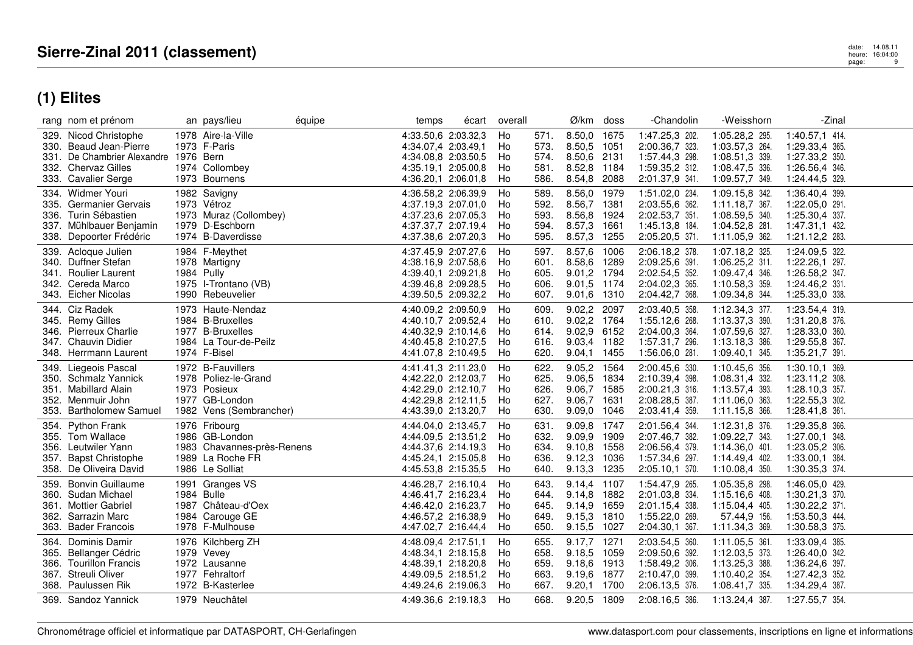# Sierre-Zinal 2011 (classement)

## (1) Elites

| rang | nom et prénom | an | pays/lieu | équipe | temps | écart | overall | | Ø/km | doss | -Chandolin | | -Weisshorn | | -Zinal | |
|---|---|---|---|---|---|---|---|---|---|---|---|---|---|---|---|---|
| 329. | Nicod Christophe | 1978 | Aire-la-Ville | | 4:33.50,6 | 2:03.32,3 | Ho | 571. | 8.50,0 | 1675 | 1:47.25,3 | 202. | 1:05.28,2 | 295. | 1:40.57,1 | 414. |
| 330. | Beaud Jean-Pierre | 1973 | F-Paris | | 4:34.07,4 | 2:03.49,1 | Ho | 573. | 8.50,5 | 1051 | 2:00.36,7 | 323. | 1:03.57,3 | 264. | 1:29.33,4 | 365. |
| 331. | De Chambrier Alexandre | 1976 | Bern | | 4:34.08,8 | 2:03.50,5 | Ho | 574. | 8.50,6 | 2131 | 1:57.44,3 | 298. | 1:08.51,3 | 339. | 1:27.33,2 | 350. |
| 332. | Chervaz Gilles | 1974 | Collombey | | 4:35.19,1 | 2:05.00,8 | Ho | 581. | 8.52,8 | 1184 | 1:59.35,2 | 312. | 1:08.47,5 | 336. | 1:26.56,4 | 346. |
| 333. | Cavalier Serge | 1973 | Bournens | | 4:36.20,1 | 2:06.01,8 | Ho | 586. | 8.54,8 | 2088 | 2:01.37,9 | 341. | 1:09.57,7 | 349. | 1:24.44,5 | 329. |
| 334. | Widmer Youri | 1982 | Savigny | | 4:36.58,2 | 2:06.39,9 | Ho | 589. | 8.56,0 | 1979 | 1:51.02,0 | 234. | 1:09.15,8 | 342. | 1:36.40,4 | 399. |
| 335. | Germanier Gervais | 1973 | Vétroz | | 4:37.19,3 | 2:07.01,0 | Ho | 592. | 8.56,7 | 1381 | 2:03.55,6 | 362. | 1:11.18,7 | 367. | 1:22.05,0 | 291. |
| 336. | Turin Sébastien | 1973 | Muraz (Collombey) | | 4:37.23,6 | 2:07.05,3 | Ho | 593. | 8.56,8 | 1924 | 2:02.53,7 | 351. | 1:08.59,5 | 340. | 1:25.30,4 | 337. |
| 337. | Mühlbauer Benjamin | 1979 | D-Eschborn | | 4:37.37,7 | 2:07.19,4 | Ho | 594. | 8.57,3 | 1661 | 1:45.13,8 | 184. | 1:04.52,8 | 281. | 1:47.31,1 | 432. |
| 338. | Depoorter Frédéric | 1974 | B-Daverdisse | | 4:37.38,6 | 2:07.20,3 | Ho | 595. | 8.57,3 | 1255 | 2:05.20,5 | 371. | 1:11.05,9 | 362. | 1:21.12,2 | 283. |
| 339. | Acloque Julien | 1984 | F-Meythet | | 4:37.45,9 | 2:07.27,6 | Ho | 597. | 8.57,6 | 1006 | 2:06.18,2 | 378. | 1:07.18,2 | 325. | 1:24.09,5 | 322. |
| 340. | Duffner Stefan | 1978 | Martigny | | 4:38.16,9 | 2:07.58,6 | Ho | 601. | 8.58,6 | 1289 | 2:09.25,6 | 391. | 1:06.25,2 | 311. | 1:22.26,1 | 297. |
| 341. | Roulier Laurent | 1984 | Pully | | 4:39.40,1 | 2:09.21,8 | Ho | 605. | 9.01,2 | 1794 | 2:02.54,5 | 352. | 1:09.47,4 | 346. | 1:26.58,2 | 347. |
| 342. | Cereda Marco | 1975 | I-Trontano (VB) | | 4:39.46,8 | 2:09.28,5 | Ho | 606. | 9.01,5 | 1174 | 2:04.02,3 | 365. | 1:10.58,3 | 359. | 1:24.46,2 | 331. |
| 343. | Eicher Nicolas | 1990 | Rebeuvelier | | 4:39.50,5 | 2:09.32,2 | Ho | 607. | 9.01,6 | 1310 | 2:04.42,7 | 368. | 1:09.34,8 | 344. | 1:25.33,0 | 338. |
| 344. | Ciz Radek | 1973 | Haute-Nendaz | | 4:40.09,2 | 2:09.50,9 | Ho | 609. | 9.02,2 | 2097 | 2:03.40,5 | 358. | 1:12.34,3 | 377. | 1:23.54,4 | 319. |
| 345. | Remy Gilles | 1984 | B-Bruxelles | | 4:40.10,7 | 2:09.52,4 | Ho | 610. | 9.02,2 | 1764 | 1:55.12,6 | 268. | 1:13.37,3 | 390. | 1:31.20,8 | 376. |
| 346. | Pierreux Charlie | 1977 | B-Bruxelles | | 4:40.32,9 | 2:10.14,6 | Ho | 614. | 9.02,9 | 6152 | 2:04.00,3 | 364. | 1:07.59,6 | 327. | 1:28.33,0 | 360. |
| 347. | Chauvin Didier | 1984 | La Tour-de-Peilz | | 4:40.45,8 | 2:10.27,5 | Ho | 616. | 9.03,4 | 1182 | 1:57.31,7 | 296. | 1:13.18,3 | 386. | 1:29.55,8 | 367. |
| 348. | Herrmann Laurent | 1974 | F-Bisel | | 4:41.07,8 | 2:10.49,5 | Ho | 620. | 9.04,1 | 1455 | 1:56.06,0 | 281. | 1:09.40,1 | 345. | 1:35.21,7 | 391. |
| 349. | Liegeois Pascal | 1972 | B-Fauvillers | | 4:41.41,3 | 2:11.23,0 | Ho | 622. | 9.05,2 | 1564 | 2:00.45,6 | 330. | 1:10.45,6 | 356. | 1:30.10,1 | 369. |
| 350. | Schmalz Yannick | 1978 | Poliez-le-Grand | | 4:42.22,0 | 2:12.03,7 | Ho | 625. | 9.06,5 | 1834 | 2:10.39,4 | 398. | 1:08.31,4 | 332. | 1:23.11,2 | 308. |
| 351. | Mabillard Alain | 1973 | Posieux | | 4:42.29,0 | 2:12.10,7 | Ho | 626. | 9.06,7 | 1585 | 2:00.21,3 | 316. | 1:13.57,4 | 393. | 1:28.10,3 | 357. |
| 352. | Menmuir John | 1977 | GB-London | | 4:42.29,8 | 2:12.11,5 | Ho | 627. | 9.06,7 | 1631 | 2:08.28,5 | 387. | 1:11.06,0 | 363. | 1:22.55,3 | 302. |
| 353. | Bartholomew Samuel | 1982 | Vens (Sembrancher) | | 4:43.39,0 | 2:13.20,7 | Ho | 630. | 9.09,0 | 1046 | 2:03.41,4 | 359. | 1:11.15,8 | 366. | 1:28.41,8 | 361. |
| 354. | Python Frank | 1976 | Fribourg | | 4:44.04,0 | 2:13.45,7 | Ho | 631. | 9.09,8 | 1747 | 2:01.56,4 | 344. | 1:12.31,8 | 376. | 1:29.35,8 | 366. |
| 355. | Tom Wallace | 1986 | GB-London | | 4:44.09,5 | 2:13.51,2 | Ho | 632. | 9.09,9 | 1909 | 2:07.46,7 | 382. | 1:09.22,7 | 343. | 1:27.00,1 | 348. |
| 356. | Leutwiler Yann | 1983 | Chavannes-près-Renens | | 4:44.37,6 | 2:14.19,3 | Ho | 634. | 9.10,8 | 1558 | 2:06.56,4 | 379. | 1:14.36,0 | 401. | 1:23.05,2 | 306. |
| 357. | Bapst Christophe | 1989 | La Roche FR | | 4:45.24,1 | 2:15.05,8 | Ho | 636. | 9.12,3 | 1036 | 1:57.34,6 | 297. | 1:14.49,4 | 402. | 1:33.00,1 | 384. |
| 358. | De Oliveira David | 1986 | Le Solliat | | 4:45.53,8 | 2:15.35,5 | Ho | 640. | 9.13,3 | 1235 | 2:05.10,1 | 370. | 1:10.08,4 | 350. | 1:30.35,3 | 374. |
| 359. | Bonvin Guillaume | 1991 | Granges VS | | 4:46.28,7 | 2:16.10,4 | Ho | 643. | 9.14,4 | 1107 | 1:54.47,9 | 265. | 1:05.35,8 | 298. | 1:46.05,0 | 429. |
| 360. | Sudan Michael | 1984 | Bulle | | 4:46.41,7 | 2:16.23,4 | Ho | 644. | 9.14,8 | 1882 | 2:01.03,8 | 334. | 1:15.16,6 | 408. | 1:30.21,3 | 370. |
| 361. | Mottier Gabriel | 1987 | Château-d'Oex | | 4:46.42,0 | 2:16.23,7 | Ho | 645. | 9.14,9 | 1659 | 2:01.15,4 | 338. | 1:15.04,4 | 405. | 1:30.22,2 | 371. |
| 362. | Sarrazin Marc | 1984 | Carouge GE | | 4:46.57,2 | 2:16.38,9 | Ho | 649. | 9.15,3 | 1810 | 1:55.22,0 | 269. | 57.44,9 | 156. | 1:53.50,3 | 444. |
| 363. | Bader Francois | 1978 | F-Mulhouse | | 4:47.02,7 | 2:16.44,4 | Ho | 650. | 9.15,5 | 1027 | 2:04.30,1 | 367. | 1:11.34,3 | 369. | 1:30.58,3 | 375. |
| 364. | Dominis Damir | 1976 | Kilchberg ZH | | 4:48.09,4 | 2:17.51,1 | Ho | 655. | 9.17,7 | 1271 | 2:03.54,5 | 360. | 1:11.05,5 | 361. | 1:33.09,4 | 385. |
| 365. | Bellanger Cédric | 1979 | Vevey | | 4:48.34,1 | 2:18.15,8 | Ho | 658. | 9.18,5 | 1059 | 2:09.50,6 | 392. | 1:12.03,5 | 373. | 1:26.40,0 | 342. |
| 366. | Tourillon Francis | 1972 | Lausanne | | 4:48.39,1 | 2:18.20,8 | Ho | 659. | 9.18,6 | 1913 | 1:58.49,2 | 306. | 1:13.25,3 | 388. | 1:36.24,6 | 397. |
| 367. | Streuli Oliver | 1977 | Fehraltorf | | 4:49.09,5 | 2:18.51,2 | Ho | 663. | 9.19,6 | 1877 | 2:10.47,0 | 399. | 1:10.40,2 | 354. | 1:27.42,3 | 352. |
| 368. | Paulussen Rik | 1972 | B-Kasterlee | | 4:49.24,6 | 2:19.06,3 | Ho | 667. | 9.20,1 | 1700 | 2:06.13,5 | 376. | 1:08.41,7 | 335. | 1:34.29,4 | 387. |
| 369. | Sandoz Yannick | 1979 | Neuchâtel | | 4:49.36,6 | 2:19.18,3 | Ho | 668. | 9.20,5 | 1809 | 2:08.16,5 | 386. | 1:13.24,4 | 387. | 1:27.55,7 | 354. |

Chronométrage officiel et informatique par DATASPORT, CH-Gerlafingen — www.datasport.com pour classements, inscriptions en ligne et informations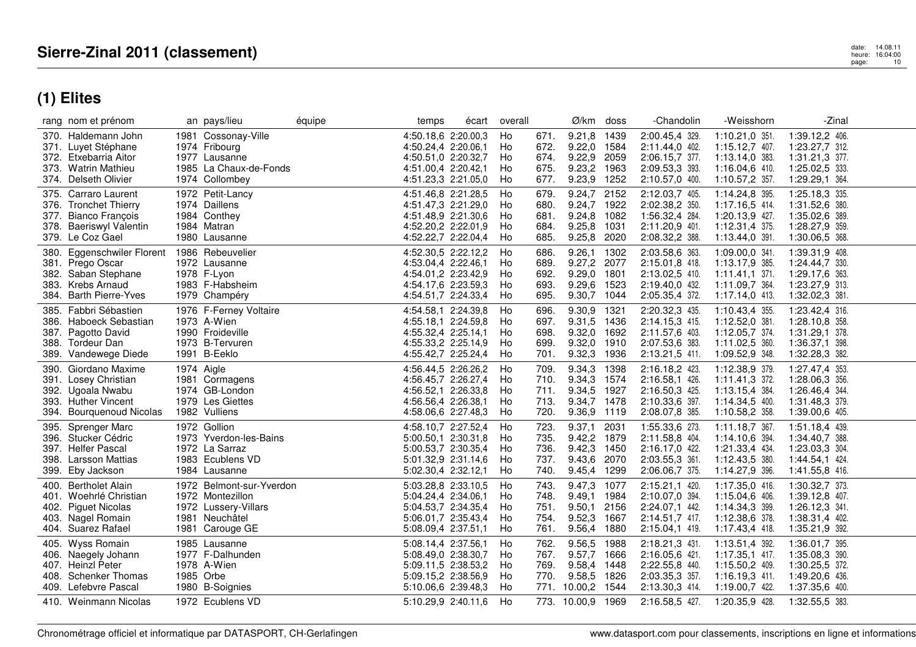# Sierre-Zinal 2011 (classement)

## (1) Elites

| rang | nom et prénom | an | pays/lieu | équipe | temps | écart | overall | | Ø/km | doss | -Chandolin | | -Weisshorn | | -Zinal | |
|---|---|---|---|---|---|---|---|---|---|---|---|---|---|---|---|---|
| 370. | Haldemann John | 1981 | Cossonay-Ville | | 4:50.18,6 | 2:20.00,3 | Ho | 671. | 9.21,8 | 1439 | 2:00.45,4 | 329. | 1:10.21,0 | 351. | 1:39.12,2 | 406. |
| 371. | Luyet Stéphane | 1974 | Fribourg | | 4:50.24,4 | 2:20.06,1 | Ho | 672. | 9.22,0 | 1584 | 2:11.44,0 | 402. | 1:15.12,7 | 407. | 1:23.27,7 | 312. |
| 372. | Etxebarria Aitor | 1977 | Lausanne | | 4:50.51,0 | 2:20.32,7 | Ho | 674. | 9.22,9 | 2059 | 2:06.15,7 | 377. | 1:13.14,0 | 383. | 1:31.21,3 | 377. |
| 373. | Watrin Mathieu | 1985 | La Chaux-de-Fonds | | 4:51.00,4 | 2:20.42,1 | Ho | 675. | 9.23,2 | 1963 | 2:09.53,3 | 393. | 1:16.04,6 | 410. | 1:25.02,5 | 333. |
| 374. | Delseth Olivier | 1974 | Collombey | | 4:51.23,3 | 2:21.05,0 | Ho | 677. | 9.23,9 | 1252 | 2:10.57,0 | 400. | 1:10.57,2 | 357. | 1:29.29,1 | 364. |
| 375. | Carraro Laurent | 1972 | Petit-Lancy | | 4:51.46,8 | 2:21.28,5 | Ho | 679. | 9.24,7 | 2152 | 2:12.03,7 | 405. | 1:14.24,8 | 395. | 1:25.18,3 | 335. |
| 376. | Tronchet Thierry | 1974 | Daillens | | 4:51.47,3 | 2:21.29,0 | Ho | 680. | 9.24,7 | 1922 | 2:02.38,2 | 350. | 1:17.16,5 | 414. | 1:31.52,6 | 380. |
| 377. | Bianco François | 1984 | Conthey | | 4:51.48,9 | 2:21.30,6 | Ho | 681. | 9.24,8 | 1082 | 1:56.32,4 | 284. | 1:20.13,9 | 427. | 1:35.02,6 | 389. |
| 378. | Baeriswyl Valentin | 1984 | Matran | | 4:52.20,2 | 2:22.01,9 | Ho | 684. | 9.25,8 | 1031 | 2:11.20,9 | 401. | 1:12.31,4 | 375. | 1:28.27,9 | 359. |
| 379. | Le Coz Gael | 1980 | Lausanne | | 4:52.22,7 | 2:22.04,4 | Ho | 685. | 9.25,8 | 2020 | 2:08.32,2 | 388. | 1:13.44,0 | 391. | 1:30.06,5 | 368. |
| 380. | Eggenschwiler Florent | 1986 | Rebeuvelier | | 4:52.30,5 | 2:22.12,2 | Ho | 686. | 9.26,1 | 1302 | 2:03.58,6 | 363. | 1:09.00,0 | 341. | 1:39.31,9 | 408. |
| 381. | Prego Oscar | 1972 | Lausanne | | 4:53.04,4 | 2:22.46,1 | Ho | 689. | 9.27,2 | 2077 | 2:15.01,8 | 418. | 1:13.17,9 | 385. | 1:24.44,7 | 330. |
| 382. | Saban Stephane | 1978 | F-Lyon | | 4:54.01,2 | 2:23.42,9 | Ho | 692. | 9.29,0 | 1801 | 2:13.02,5 | 410. | 1:11.41,1 | 371. | 1:29.17,6 | 363. |
| 383. | Krebs Arnaud | 1983 | F-Habsheim | | 4:54.17,6 | 2:23.59,3 | Ho | 693. | 9.29,6 | 1523 | 2:19.40,0 | 432. | 1:11.09,7 | 364. | 1:23.27,9 | 313. |
| 384. | Barth Pierre-Yves | 1979 | Champéry | | 4:54.51,7 | 2:24.33,4 | Ho | 695. | 9.30,7 | 1044 | 2:05.35,4 | 372. | 1:17.14,0 | 413. | 1:32.02,3 | 381. |
| 385. | Fabbri Sébastien | 1976 | F-Ferney Voltaire | | 4:54.58,1 | 2:24.39,8 | Ho | 696. | 9.30,9 | 1321 | 2:20.32,3 | 435. | 1:10.43,4 | 355. | 1:23.42,4 | 316. |
| 386. | Haboeck Sebastian | 1973 | A-Wien | | 4:55.18,1 | 2:24.59,8 | Ho | 697. | 9.31,5 | 1436 | 2:14.15,3 | 415. | 1:12.52,0 | 381. | 1:28.10,8 | 358. |
| 387. | Pagotto David | 1990 | Froideville | | 4:55.32,4 | 2:25.14,1 | Ho | 698. | 9.32,0 | 1692 | 2:11.57,6 | 403. | 1:12.05,7 | 374. | 1:31.29,1 | 378. |
| 388. | Tordeur Dan | 1973 | B-Tervuren | | 4:55.33,2 | 2:25.14,9 | Ho | 699. | 9.32,0 | 1910 | 2:07.53,6 | 383. | 1:11.02,5 | 360. | 1:36.37,1 | 398. |
| 389. | Vandewege Diede | 1991 | B-Eeklo | | 4:55.42,7 | 2:25.24,4 | Ho | 701. | 9.32,3 | 1936 | 2:13.21,5 | 411. | 1:09.52,9 | 348. | 1:32.28,3 | 382. |
| 390. | Giordano Maxime | 1974 | Aigle | | 4:56.44,5 | 2:26.26,2 | Ho | 709. | 9.34,3 | 1398 | 2:16.18,2 | 423. | 1:12.38,9 | 379. | 1:27.47,4 | 353. |
| 391. | Losey Christian | 1981 | Cormagens | | 4:56.45,7 | 2:26.27,4 | Ho | 710. | 9.34,3 | 1574 | 2:16.58,1 | 426. | 1:11.41,3 | 372. | 1:28.06,3 | 356. |
| 392. | Ugoala Nwabu | 1974 | GB-London | | 4:56.52,1 | 2:26.33,8 | Ho | 711. | 9.34,5 | 1927 | 2:16.50,3 | 425. | 1:13.15,4 | 384. | 1:26.46,4 | 344. |
| 393. | Huther Vincent | 1979 | Les Giettes | | 4:56.56,4 | 2:26.38,1 | Ho | 713. | 9.34,7 | 1478 | 2:10.33,6 | 397. | 1:14.34,5 | 400. | 1:31.48,3 | 379. |
| 394. | Bourquenoud Nicolas | 1982 | Vulliens | | 4:58.06,6 | 2:27.48,3 | Ho | 720. | 9.36,9 | 1119 | 2:08.07,8 | 385. | 1:10.58,2 | 358. | 1:39.00,6 | 405. |
| 395. | Sprenger Marc | 1972 | Gollion | | 4:58.10,7 | 2:27.52,4 | Ho | 723. | 9.37,1 | 2031 | 1:55.33,6 | 273. | 1:11.18,7 | 367. | 1:51.18,4 | 439. |
| 396. | Stucker Cédric | 1973 | Yverdon-les-Bains | | 5:00.50,1 | 2:30.31,8 | Ho | 735. | 9.42,2 | 1879 | 2:11.58,0 | 404. | 1:14.10,6 | 394. | 1:34.40,7 | 388. |
| 397. | Helfer Pascal | 1972 | La Sarraz | | 5:00.53,7 | 2:30.35,4 | Ho | 736. | 9.42,3 | 1450 | 2:16.17,0 | 422. | 1:21.33,4 | 434. | 1:23.03,3 | 304. |
| 398. | Larsson Mattias | 1983 | Ecublens VD | | 5:01.32,9 | 2:31.14,6 | Ho | 737. | 9.43,6 | 2070 | 2:03.55,3 | 361. | 1:12.43,5 | 380. | 1:44.54,1 | 424. |
| 399. | Eby Jackson | 1984 | Lausanne | | 5:02.30,4 | 2:32.12,1 | Ho | 740. | 9.45,4 | 1299 | 2:06.06,7 | 375. | 1:14.27,9 | 396. | 1:41.55,8 | 416. |
| 400. | Bertholet Alain | 1972 | Belmont-sur-Yverdon | | 5:03.28,8 | 2:33.10,5 | Ho | 743. | 9.47,3 | 1077 | 2:15.21,1 | 420. | 1:17.35,0 | 416. | 1:30.32,7 | 373. |
| 401. | Woehrlé Christian | 1972 | Montezillon | | 5:04.24,4 | 2:34.06,1 | Ho | 748. | 9.49,1 | 1984 | 2:10.07,0 | 394. | 1:15.04,6 | 406. | 1:39.12,8 | 407. |
| 402. | Piguet Nicolas | 1972 | Lussery-Villars | | 5:04.53,7 | 2:34.35,4 | Ho | 751. | 9.50,1 | 2156 | 2:24.07,1 | 442. | 1:14.34,3 | 399. | 1:26.12,3 | 341. |
| 403. | Nagel Romain | 1981 | Neuchâtel | | 5:06.01,7 | 2:35.43,4 | Ho | 754. | 9.52,3 | 1667 | 2:14.51,7 | 417. | 1:12.38,6 | 378. | 1:38.31,4 | 402. |
| 404. | Suarez Rafael | 1981 | Carouge GE | | 5:08.09,4 | 2:37.51,1 | Ho | 761. | 9.56,4 | 1880 | 2:15.04,1 | 419. | 1:17.43,4 | 418. | 1:35.21,9 | 392. |
| 405. | Wyss Romain | 1985 | Lausanne | | 5:08.14,4 | 2:37.56,1 | Ho | 762. | 9.56,5 | 1988 | 2:18.21,3 | 431. | 1:13.51,4 | 392. | 1:36.01,7 | 395. |
| 406. | Naegely Johann | 1977 | F-Dalhunden | | 5:08.49,0 | 2:38.30,7 | Ho | 767. | 9.57,7 | 1666 | 2:16.05,6 | 421. | 1:17.35,1 | 417. | 1:35.08,3 | 390. |
| 407. | Heinzl Peter | 1978 | A-Wien | | 5:09.11,5 | 2:38.53,2 | Ho | 769. | 9.58,4 | 1448 | 2:22.58,8 | 440. | 1:15.50,2 | 409. | 1:30.25,5 | 372. |
| 408. | Schenker Thomas | 1985 | Orbe | | 5:09.15,2 | 2:38.56,9 | Ho | 770. | 9.58,5 | 1826 | 2:03.35,3 | 357. | 1:16.19,3 | 411. | 1:49.20,6 | 436. |
| 409. | Lefebvre Pascal | 1980 | B-Soignies | | 5:10.06,6 | 2:39.48,3 | Ho | 771. | 10.00,2 | 1544 | 2:13.30,3 | 414. | 1:19.00,7 | 422. | 1:37.35,6 | 400. |
| 410. | Weinmann Nicolas | 1972 | Ecublens VD | | 5:10.29,9 | 2:40.11,6 | Ho | 773. | 10.00,9 | 1969 | 2:16.58,5 | 427. | 1:20.35,9 | 428. | 1:32.55,5 | 383. |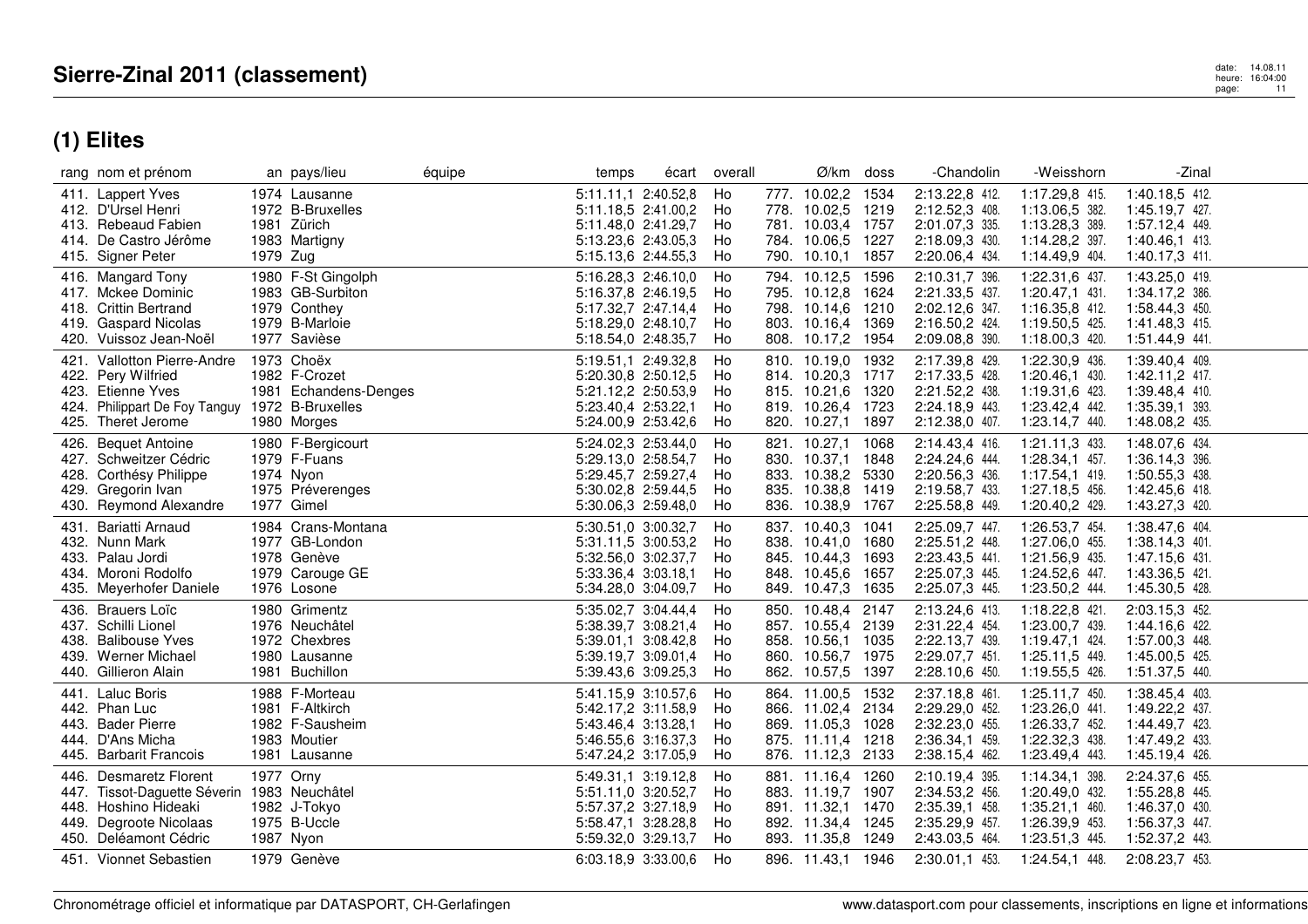# Sierre-Zinal 2011 (classement)

## (1) Elites

| rang | nom et prénom | an | pays/lieu | équipe | temps | écart | overall | | Ø/km | doss | -Chandolin | | -Weisshorn | | -Zinal | |
|---|---|---|---|---|---|---|---|---|---|---|---|---|---|---|---|---|
| 411. | Lappert Yves | 1974 | Lausanne | | 5:11.11,1 | 2:40.52,8 | Ho | 777. | 10.02,2 | 1534 | 2:13.22,8 | 412. | 1:17.29,8 | 415. | 1:40.18,5 | 412. |
| 412. | D'Ursel Henri | 1972 | B-Bruxelles | | 5:11.18,5 | 2:41.00,2 | Ho | 778. | 10.02,5 | 1219 | 2:12.52,3 | 408. | 1:13.06,5 | 382. | 1:45.19,7 | 427. |
| 413. | Rebeaud Fabien | 1981 | Zürich | | 5:11.48,0 | 2:41.29,7 | Ho | 781. | 10.03,4 | 1757 | 2:01.07,3 | 335. | 1:13.28,3 | 389. | 1:57.12,4 | 449. |
| 414. | De Castro Jérôme | 1983 | Martigny | | 5:13.23,6 | 2:43.05,3 | Ho | 784. | 10.06,5 | 1227 | 2:18.09,3 | 430. | 1:14.28,2 | 397. | 1:40.46,1 | 413. |
| 415. | Signer Peter | 1979 | Zug | | 5:15.13,6 | 2:44.55,3 | Ho | 790. | 10.10,1 | 1857 | 2:20.06,4 | 434. | 1:14.49,9 | 404. | 1:40.17,3 | 411. |
| 416. | Mangard Tony | 1980 | F-St Gingolph | | 5:16.28,3 | 2:46.10,0 | Ho | 794. | 10.12,5 | 1596 | 2:10.31,7 | 396. | 1:22.31,6 | 437. | 1:43.25,0 | 419. |
| 417. | Mckee Dominic | 1983 | GB-Surbiton | | 5:16.37,8 | 2:46.19,5 | Ho | 795. | 10.12,8 | 1624 | 2:21.33,5 | 437. | 1:20.47,1 | 431. | 1:34.17,2 | 386. |
| 418. | Crittin Bertrand | 1979 | Conthey | | 5:17.32,7 | 2:47.14,4 | Ho | 798. | 10.14,6 | 1210 | 2:02.12,6 | 347. | 1:16.35,8 | 412. | 1:58.44,3 | 450. |
| 419. | Gaspard Nicolas | 1979 | B-Marloie | | 5:18.29,0 | 2:48.10,7 | Ho | 803. | 10.16,4 | 1369 | 2:16.50,2 | 424. | 1:19.50,5 | 425. | 1:41.48,3 | 415. |
| 420. | Vuissoz Jean-Noël | 1977 | Savièse | | 5:18.54,0 | 2:48.35,7 | Ho | 808. | 10.17,2 | 1954 | 2:09.08,8 | 390. | 1:18.00,3 | 420. | 1:51.44,9 | 441. |
| 421. | Vallotton Pierre-Andre | 1973 | Choëx | | 5:19.51,1 | 2:49.32,8 | Ho | 810. | 10.19,0 | 1932 | 2:17.39,8 | 429. | 1:22.30,9 | 436. | 1:39.40,4 | 409. |
| 422. | Pery Wilfried | 1982 | F-Crozet | | 5:20.30,8 | 2:50.12,5 | Ho | 814. | 10.20,3 | 1717 | 2:17.33,5 | 428. | 1:20.46,1 | 430. | 1:42.11,2 | 417. |
| 423. | Etienne Yves | 1981 | Echandens-Denges | | 5:21.12,2 | 2:50.53,9 | Ho | 815. | 10.21,6 | 1320 | 2:21.52,2 | 438. | 1:19.31,6 | 423. | 1:39.48,4 | 410. |
| 424. | Philippart De Foy Tanguy | 1972 | B-Bruxelles | | 5:23.40,4 | 2:53.22,1 | Ho | 819. | 10.26,4 | 1723 | 2:24.18,9 | 443. | 1:23.42,4 | 442. | 1:35.39,1 | 393. |
| 425. | Theret Jerome | 1980 | Morges | | 5:24.00,9 | 2:53.42,6 | Ho | 820. | 10.27,1 | 1897 | 2:12.38,0 | 407. | 1:23.14,7 | 440. | 1:48.08,2 | 435. |
| 426. | Bequet Antoine | 1980 | F-Bergicourt | | 5:24.02,3 | 2:53.44,0 | Ho | 821. | 10.27,1 | 1068 | 2:14.43,4 | 416. | 1:21.11,3 | 433. | 1:48.07,6 | 434. |
| 427. | Schweitzer Cédric | 1979 | F-Fuans | | 5:29.13,0 | 2:58.54,7 | Ho | 830. | 10.37,1 | 1848 | 2:24.24,6 | 444. | 1:28.34,1 | 457. | 1:36.14,3 | 396. |
| 428. | Corthésy Philippe | 1974 | Nyon | | 5:29.45,7 | 2:59.27,4 | Ho | 833. | 10.38,2 | 5330 | 2:20.56,3 | 436. | 1:17.54,1 | 419. | 1:50.55,3 | 438. |
| 429. | Gregorin Ivan | 1975 | Préverenges | | 5:30.02,8 | 2:59.44,5 | Ho | 835. | 10.38,8 | 1419 | 2:19.58,7 | 433. | 1:27.18,5 | 456. | 1:42.45,6 | 418. |
| 430. | Reymond Alexandre | 1977 | Gimel | | 5:30.06,3 | 2:59.48,0 | Ho | 836. | 10.38,9 | 1767 | 2:25.58,8 | 449. | 1:20.40,2 | 429. | 1:43.27,3 | 420. |
| 431. | Bariatti Arnaud | 1984 | Crans-Montana | | 5:30.51,0 | 3:00.32,7 | Ho | 837. | 10.40,3 | 1041 | 2:25.09,7 | 447. | 1:26.53,7 | 454. | 1:38.47,6 | 404. |
| 432. | Nunn Mark | 1977 | GB-London | | 5:31.11,5 | 3:00.53,2 | Ho | 838. | 10.41,0 | 1680 | 2:25.51,2 | 448. | 1:27.06,0 | 455. | 1:38.14,3 | 401. |
| 433. | Palau Jordi | 1978 | Genève | | 5:32.56,0 | 3:02.37,7 | Ho | 845. | 10.44,3 | 1693 | 2:23.43,5 | 441. | 1:21.56,9 | 435. | 1:47.15,6 | 431. |
| 434. | Moroni Rodolfo | 1979 | Carouge GE | | 5:33.36,4 | 3:03.18,1 | Ho | 848. | 10.45,6 | 1657 | 2:25.07,3 | 445. | 1:24.52,6 | 447. | 1:43.36,5 | 421. |
| 435. | Meyerhofer Daniele | 1976 | Losone | | 5:34.28,0 | 3:04.09,7 | Ho | 849. | 10.47,3 | 1635 | 2:25.07,3 | 445. | 1:23.50,2 | 444. | 1:45.30,5 | 428. |
| 436. | Brauers Loïc | 1980 | Grimentz | | 5:35.02,7 | 3:04.44,4 | Ho | 850. | 10.48,4 | 2147 | 2:13.24,6 | 413. | 1:18.22,8 | 421. | 2:03.15,3 | 452. |
| 437. | Schilli Lionel | 1976 | Neuchâtel | | 5:38.39,7 | 3:08.21,4 | Ho | 857. | 10.55,4 | 2139 | 2:31.22,4 | 454. | 1:23.00,7 | 439. | 1:44.16,6 | 422. |
| 438. | Balibouse Yves | 1972 | Chexbres | | 5:39.01,1 | 3:08.42,8 | Ho | 858. | 10.56,1 | 1035 | 2:22.13,7 | 439. | 1:19.47,1 | 424. | 1:57.00,3 | 448. |
| 439. | Werner Michael | 1980 | Lausanne | | 5:39.19,7 | 3:09.01,4 | Ho | 860. | 10.56,7 | 1975 | 2:29.07,7 | 451. | 1:25.11,5 | 449. | 1:45.00,5 | 425. |
| 440. | Gillieron Alain | 1981 | Buchillon | | 5:39.43,6 | 3:09.25,3 | Ho | 862. | 10.57,5 | 1397 | 2:28.10,6 | 450. | 1:19.55,5 | 426. | 1:51.37,5 | 440. |
| 441. | Laluc Boris | 1988 | F-Morteau | | 5:41.15,9 | 3:10.57,6 | Ho | 864. | 11.00,5 | 1532 | 2:37.18,8 | 461. | 1:25.11,7 | 450. | 1:38.45,4 | 403. |
| 442. | Phan Luc | 1981 | F-Altkirch | | 5:42.17,2 | 3:11.58,9 | Ho | 866. | 11.02,4 | 2134 | 2:29.29,0 | 452. | 1:23.26,0 | 441. | 1:49.22,2 | 437. |
| 443. | Bader Pierre | 1982 | F-Sausheim | | 5:43.46,4 | 3:13.28,1 | Ho | 869. | 11.05,3 | 1028 | 2:32.23,0 | 455. | 1:26.33,7 | 452. | 1:44.49,7 | 423. |
| 444. | D'Ans Micha | 1983 | Moutier | | 5:46.55,6 | 3:16.37,3 | Ho | 875. | 11.11,4 | 1218 | 2:36.34,1 | 459. | 1:22.32,3 | 438. | 1:47.49,2 | 433. |
| 445. | Barbarit Francois | 1981 | Lausanne | | 5:47.24,2 | 3:17.05,9 | Ho | 876. | 11.12,3 | 2133 | 2:38.15,4 | 462. | 1:23.49,4 | 443. | 1:45.19,4 | 426. |
| 446. | Desmaretz Florent | 1977 | Orny | | 5:49.31,1 | 3:19.12,8 | Ho | 881. | 11.16,4 | 1260 | 2:10.19,4 | 395. | 1:14.34,1 | 398. | 2:24.37,6 | 455. |
| 447. | Tissot-Daguette Séverin | 1983 | Neuchâtel | | 5:51.11,0 | 3:20.52,7 | Ho | 883. | 11.19,7 | 1907 | 2:34.53,2 | 456. | 1:20.49,0 | 432. | 1:55.28,8 | 445. |
| 448. | Hoshino Hideaki | 1982 | J-Tokyo | | 5:57.37,2 | 3:27.18,9 | Ho | 891. | 11.32,1 | 1470 | 2:35.39,1 | 458. | 1:35.21,1 | 460. | 1:46.37,0 | 430. |
| 449. | Degroote Nicolaas | 1975 | B-Uccle | | 5:58.47,1 | 3:28.28,8 | Ho | 892. | 11.34,4 | 1245 | 2:35.29,9 | 457. | 1:26.39,9 | 453. | 1:56.37,3 | 447. |
| 450. | Deléamont Cédric | 1987 | Nyon | | 5:59.32,0 | 3:29.13,7 | Ho | 893. | 11.35,8 | 1249 | 2:43.03,5 | 464. | 1:23.51,3 | 445. | 1:52.37,2 | 443. |
| 451. | Vionnet Sebastien | 1979 | Genève | | 6:03.18,9 | 3:33.00,6 | Ho | 896. | 11.43,1 | 1946 | 2:30.01,1 | 453. | 1:24.54,1 | 448. | 2:08.23,7 | 453. |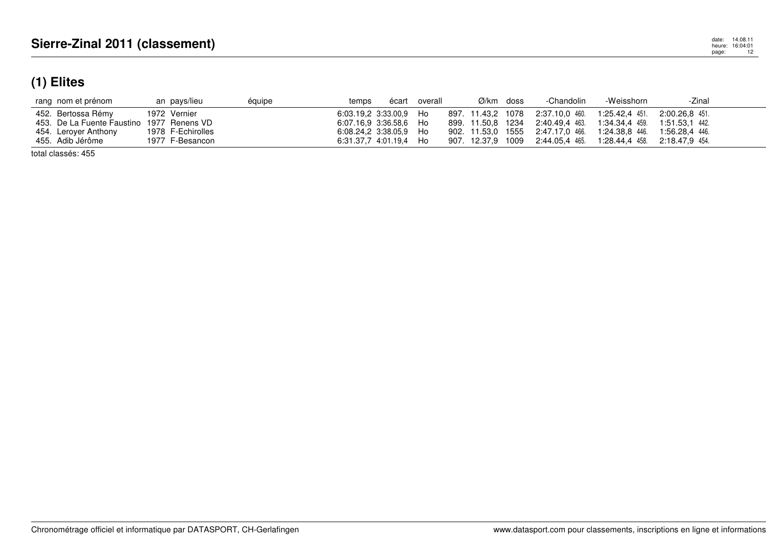## Sierre-Zinal 2011 (classement)

### (1) Elites

| rang | nom et prénom | an | pays/lieu | équipe | temps | écart | overall | | Ø/km | doss | -Chandolin | -Weisshorn | -Zinal |
|---|---|---|---|---|---|---|---|---|---|---|---|---|---|
| 452. | Bertossa Rémy | 1972 | Vernier | | 6:03.19,2 | 3:33.00,9 | Ho | 897. | 11.43,2 | 1078 | 2:37.10,0 460. | 1:25.42,4 451. | 2:00.26,8 451. |
| 453. | De La Fuente Faustino | 1977 | Renens VD | | 6:07.16,9 | 3:36.58,6 | Ho | 899. | 11.50,8 | 1234 | 2:40.49,4 463. | 1:34.34,4 459. | 1:51.53,1 442. |
| 454. | Leroyer Anthony | 1978 | F-Echirolles | | 6:08.24,2 | 3:38.05,9 | Ho | 902. | 11.53,0 | 1555 | 2:47.17,0 466. | 1:24.38,8 446. | 1:56.28,4 446. |
| 455. | Adib Jérôme | 1977 | F-Besancon | | 6:31.37,7 | 4:01.19,4 | Ho | 907. | 12.37,9 | 1009 | 2:44.05,4 465. | 1:28.44,4 458. | 2:18.47,9 454. |

total classés: 455